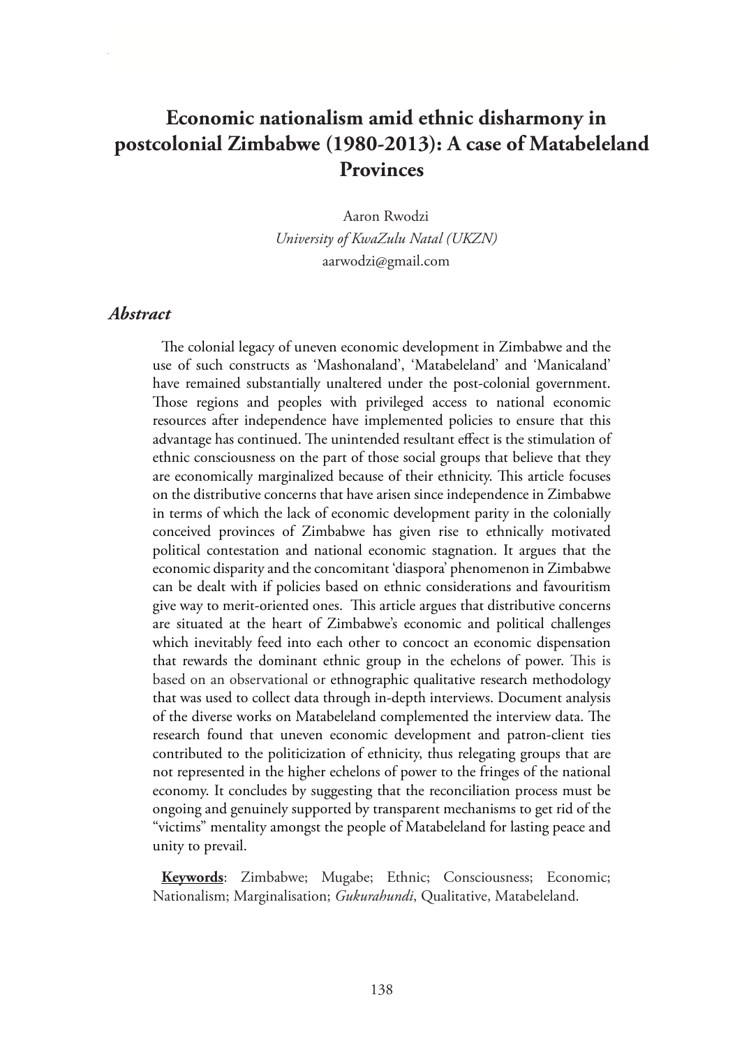# Economic nationalism amid ethnic disharmony in postcolonial Zimbabwe (1980-2013): A case of Matabeleland Provinces

Aaron Rwodzi
*University of KwaZulu Natal (UKZN)*
aarwodzi@gmail.com

## *Abstract*

The colonial legacy of uneven economic development in Zimbabwe and the use of such constructs as 'Mashonaland', 'Matabeleland' and 'Manicaland' have remained substantially unaltered under the post-colonial government. Those regions and peoples with privileged access to national economic resources after independence have implemented policies to ensure that this advantage has continued. The unintended resultant effect is the stimulation of ethnic consciousness on the part of those social groups that believe that they are economically marginalized because of their ethnicity. This article focuses on the distributive concerns that have arisen since independence in Zimbabwe in terms of which the lack of economic development parity in the colonially conceived provinces of Zimbabwe has given rise to ethnically motivated political contestation and national economic stagnation. It argues that the economic disparity and the concomitant 'diaspora' phenomenon in Zimbabwe can be dealt with if policies based on ethnic considerations and favouritism give way to merit-oriented ones. This article argues that distributive concerns are situated at the heart of Zimbabwe's economic and political challenges which inevitably feed into each other to concoct an economic dispensation that rewards the dominant ethnic group in the echelons of power. This is based on an observational or ethnographic qualitative research methodology that was used to collect data through in-depth interviews. Document analysis of the diverse works on Matabeleland complemented the interview data. The research found that uneven economic development and patron-client ties contributed to the politicization of ethnicity, thus relegating groups that are not represented in the higher echelons of power to the fringes of the national economy. It concludes by suggesting that the reconciliation process must be ongoing and genuinely supported by transparent mechanisms to get rid of the "victims" mentality amongst the people of Matabeleland for lasting peace and unity to prevail.

**Keywords**: Zimbabwe; Mugabe; Ethnic; Consciousness; Economic; Nationalism; Marginalisation; *Gukurahundi*, Qualitative, Matabeleland.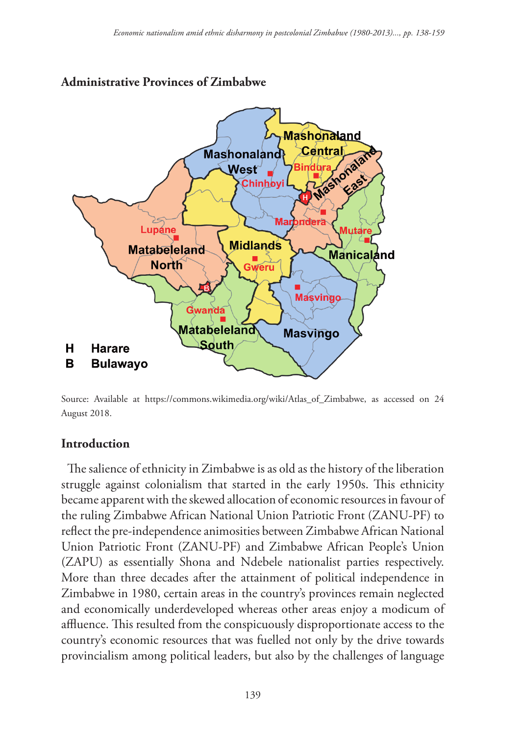**Administrative Provinces of Zimbabwe**

Source: Available at https://commons.wikimedia.org/wiki/Atlas_of_Zimbabwe, as accessed on 24 August 2018.

## Introduction

The salience of ethnicity in Zimbabwe is as old as the history of the liberation struggle against colonialism that started in the early 1950s. This ethnicity became apparent with the skewed allocation of economic resources in favour of the ruling Zimbabwe African National Union Patriotic Front (ZANU-PF) to reflect the pre-independence animosities between Zimbabwe African National Union Patriotic Front (ZANU-PF) and Zimbabwe African People's Union (ZAPU) as essentially Shona and Ndebele nationalist parties respectively. More than three decades after the attainment of political independence in Zimbabwe in 1980, certain areas in the country's provinces remain neglected and economically underdeveloped whereas other areas enjoy a modicum of affluence. This resulted from the conspicuously disproportionate access to the country's economic resources that was fuelled not only by the drive towards provincialism among political leaders, but also by the challenges of language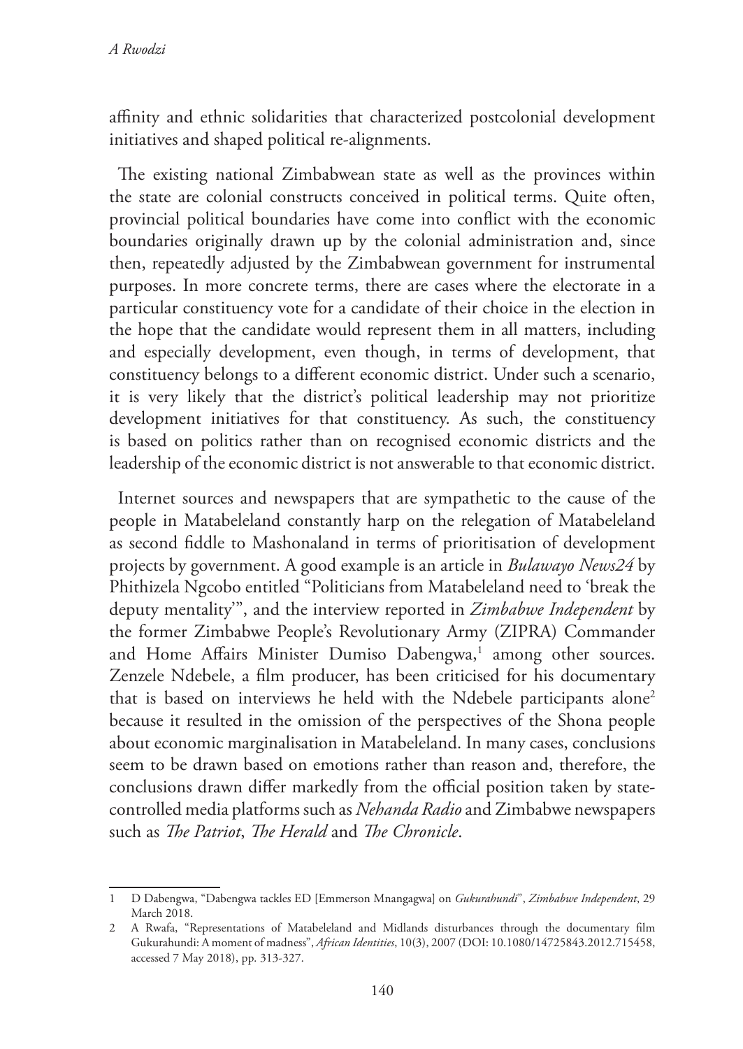affinity and ethnic solidarities that characterized postcolonial development initiatives and shaped political re-alignments.

The existing national Zimbabwean state as well as the provinces within the state are colonial constructs conceived in political terms. Quite often, provincial political boundaries have come into conflict with the economic boundaries originally drawn up by the colonial administration and, since then, repeatedly adjusted by the Zimbabwean government for instrumental purposes. In more concrete terms, there are cases where the electorate in a particular constituency vote for a candidate of their choice in the election in the hope that the candidate would represent them in all matters, including and especially development, even though, in terms of development, that constituency belongs to a different economic district. Under such a scenario, it is very likely that the district's political leadership may not prioritize development initiatives for that constituency. As such, the constituency is based on politics rather than on recognised economic districts and the leadership of the economic district is not answerable to that economic district.

Internet sources and newspapers that are sympathetic to the cause of the people in Matabeleland constantly harp on the relegation of Matabeleland as second fiddle to Mashonaland in terms of prioritisation of development projects by government. A good example is an article in *Bulawayo News24* by Phithizela Ngcobo entitled "Politicians from Matabeleland need to 'break the deputy mentality'", and the interview reported in *Zimbabwe Independent* by the former Zimbabwe People's Revolutionary Army (ZIPRA) Commander and Home Affairs Minister Dumiso Dabengwa,[1] among other sources. Zenzele Ndebele, a film producer, has been criticised for his documentary that is based on interviews he held with the Ndebele participants alone[2] because it resulted in the omission of the perspectives of the Shona people about economic marginalisation in Matabeleland. In many cases, conclusions seem to be drawn based on emotions rather than reason and, therefore, the conclusions drawn differ markedly from the official position taken by state-controlled media platforms such as *Nehanda Radio* and Zimbabwe newspapers such as *The Patriot*, *The Herald* and *The Chronicle*.

---

1 D Dabengwa, "Dabengwa tackles ED [Emmerson Mnangagwa] on *Gukurahundi*", *Zimbabwe Independent*, 29 March 2018.

2 A Rwafa, "Representations of Matabeleland and Midlands disturbances through the documentary film Gukurahundi: A moment of madness", *African Identities*, 10(3), 2007 (DOI: 10.1080/14725843.2012.715458, accessed 7 May 2018), pp. 313-327.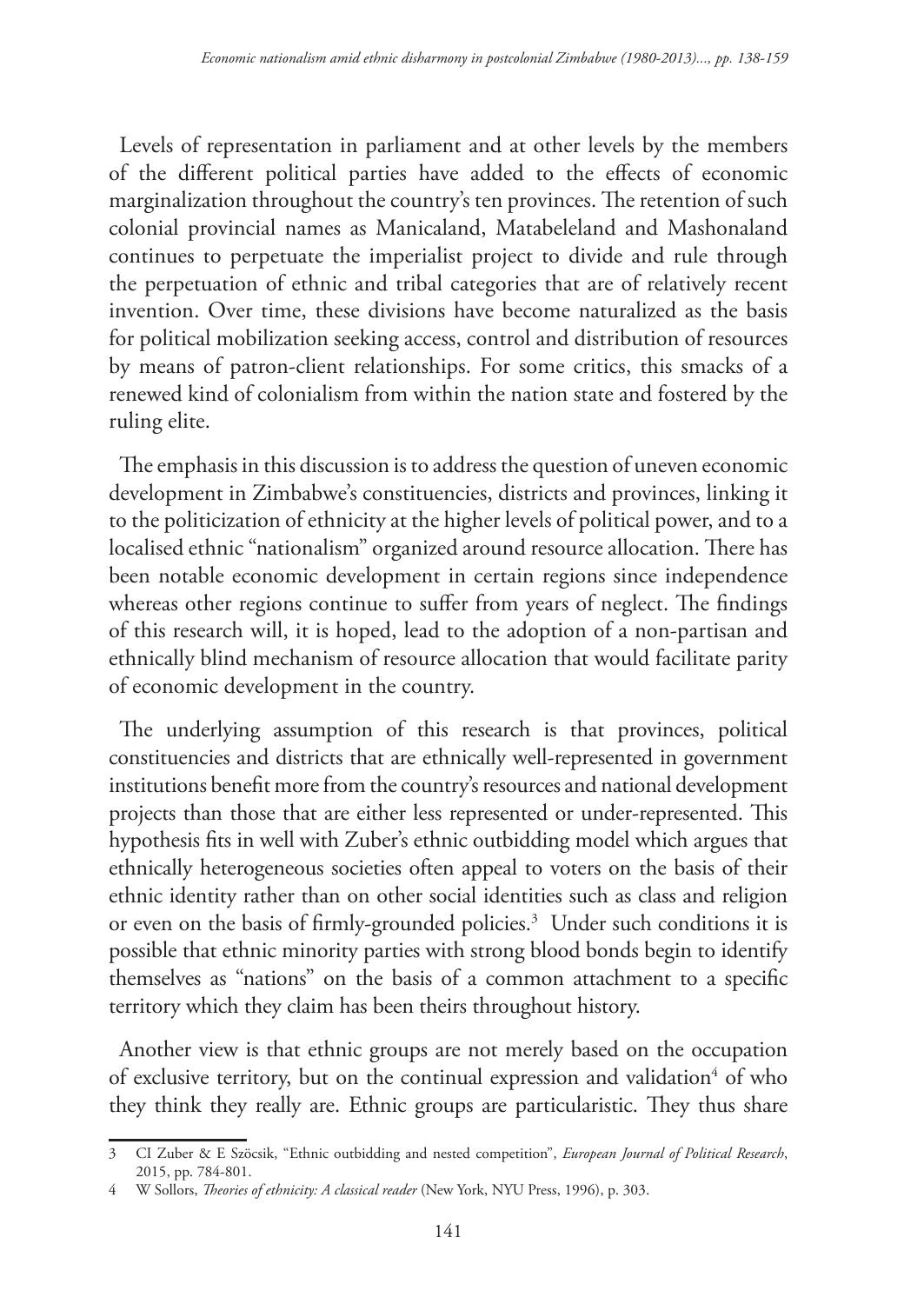Levels of representation in parliament and at other levels by the members of the different political parties have added to the effects of economic marginalization throughout the country's ten provinces. The retention of such colonial provincial names as Manicaland, Matabeleland and Mashonaland continues to perpetuate the imperialist project to divide and rule through the perpetuation of ethnic and tribal categories that are of relatively recent invention. Over time, these divisions have become naturalized as the basis for political mobilization seeking access, control and distribution of resources by means of patron-client relationships. For some critics, this smacks of a renewed kind of colonialism from within the nation state and fostered by the ruling elite.

The emphasis in this discussion is to address the question of uneven economic development in Zimbabwe's constituencies, districts and provinces, linking it to the politicization of ethnicity at the higher levels of political power, and to a localised ethnic "nationalism" organized around resource allocation. There has been notable economic development in certain regions since independence whereas other regions continue to suffer from years of neglect. The findings of this research will, it is hoped, lead to the adoption of a non-partisan and ethnically blind mechanism of resource allocation that would facilitate parity of economic development in the country.

The underlying assumption of this research is that provinces, political constituencies and districts that are ethnically well-represented in government institutions benefit more from the country's resources and national development projects than those that are either less represented or under-represented. This hypothesis fits in well with Zuber's ethnic outbidding model which argues that ethnically heterogeneous societies often appeal to voters on the basis of their ethnic identity rather than on other social identities such as class and religion or even on the basis of firmly-grounded policies.[3] Under such conditions it is possible that ethnic minority parties with strong blood bonds begin to identify themselves as "nations" on the basis of a common attachment to a specific territory which they claim has been theirs throughout history.

Another view is that ethnic groups are not merely based on the occupation of exclusive territory, but on the continual expression and validation[4] of who they think they really are. Ethnic groups are particularistic. They thus share

---

3 CI Zuber & E Szöcsik, "Ethnic outbidding and nested competition", *European Journal of Political Research*, 2015, pp. 784-801.

4 W Sollors, *Theories of ethnicity: A classical reader* (New York, NYU Press, 1996), p. 303.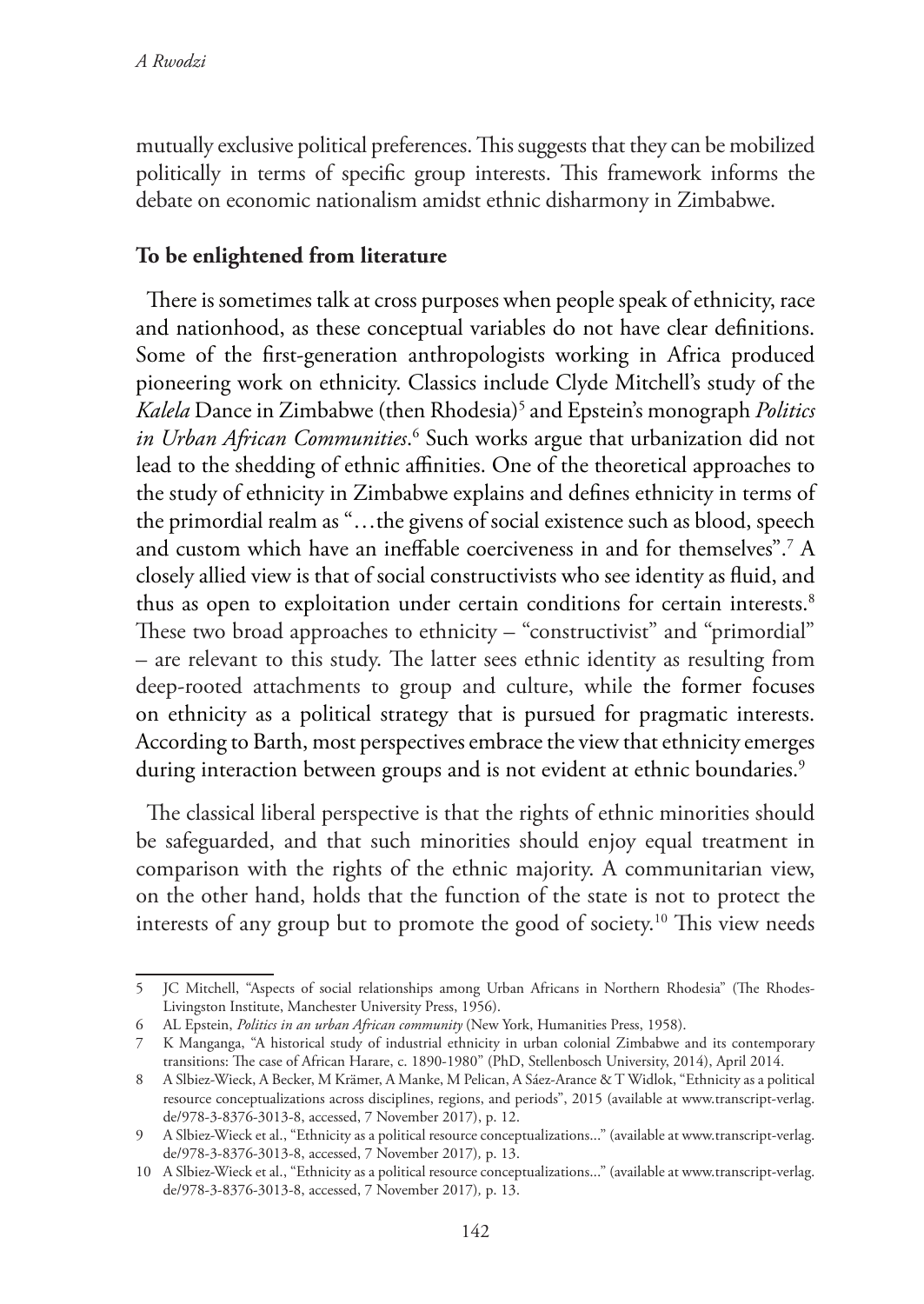mutually exclusive political preferences. This suggests that they can be mobilized politically in terms of specific group interests. This framework informs the debate on economic nationalism amidst ethnic disharmony in Zimbabwe.

## To be enlightened from literature

There is sometimes talk at cross purposes when people speak of ethnicity, race and nationhood, as these conceptual variables do not have clear definitions. Some of the first-generation anthropologists working in Africa produced pioneering work on ethnicity. Classics include Clyde Mitchell's study of the *Kalela* Dance in Zimbabwe (then Rhodesia)[5] and Epstein's monograph *Politics in Urban African Communities*.[6] Such works argue that urbanization did not lead to the shedding of ethnic affinities. One of the theoretical approaches to the study of ethnicity in Zimbabwe explains and defines ethnicity in terms of the primordial realm as "…the givens of social existence such as blood, speech and custom which have an ineffable coerciveness in and for themselves".[7] A closely allied view is that of social constructivists who see identity as fluid, and thus as open to exploitation under certain conditions for certain interests.[8] These two broad approaches to ethnicity – "constructivist" and "primordial" – are relevant to this study. The latter sees ethnic identity as resulting from deep-rooted attachments to group and culture, while the former focuses on ethnicity as a political strategy that is pursued for pragmatic interests. According to Barth, most perspectives embrace the view that ethnicity emerges during interaction between groups and is not evident at ethnic boundaries.[9]

The classical liberal perspective is that the rights of ethnic minorities should be safeguarded, and that such minorities should enjoy equal treatment in comparison with the rights of the ethnic majority. A communitarian view, on the other hand, holds that the function of the state is not to protect the interests of any group but to promote the good of society.[10] This view needs

---

5 JC Mitchell, "Aspects of social relationships among Urban Africans in Northern Rhodesia" (The Rhodes-Livingston Institute, Manchester University Press, 1956).

6 AL Epstein, *Politics in an urban African community* (New York, Humanities Press, 1958).

7 K Manganga, "A historical study of industrial ethnicity in urban colonial Zimbabwe and its contemporary transitions: The case of African Harare, c. 1890-1980" (PhD, Stellenbosch University, 2014), April 2014.

8 A Slbiez-Wieck, A Becker, M Krämer, A Manke, M Pelican, A Sáez-Arance & T Widlok, "Ethnicity as a political resource conceptualizations across disciplines, regions, and periods", 2015 (available at www.transcript-verlag.de/978-3-8376-3013-8, accessed, 7 November 2017), p. 12.

9 A Slbiez-Wieck et al., "Ethnicity as a political resource conceptualizations..." (available at www.transcript-verlag.de/978-3-8376-3013-8, accessed, 7 November 2017), p. 13.

10 A Slbiez-Wieck et al., "Ethnicity as a political resource conceptualizations..." (available at www.transcript-verlag.de/978-3-8376-3013-8, accessed, 7 November 2017), p. 13.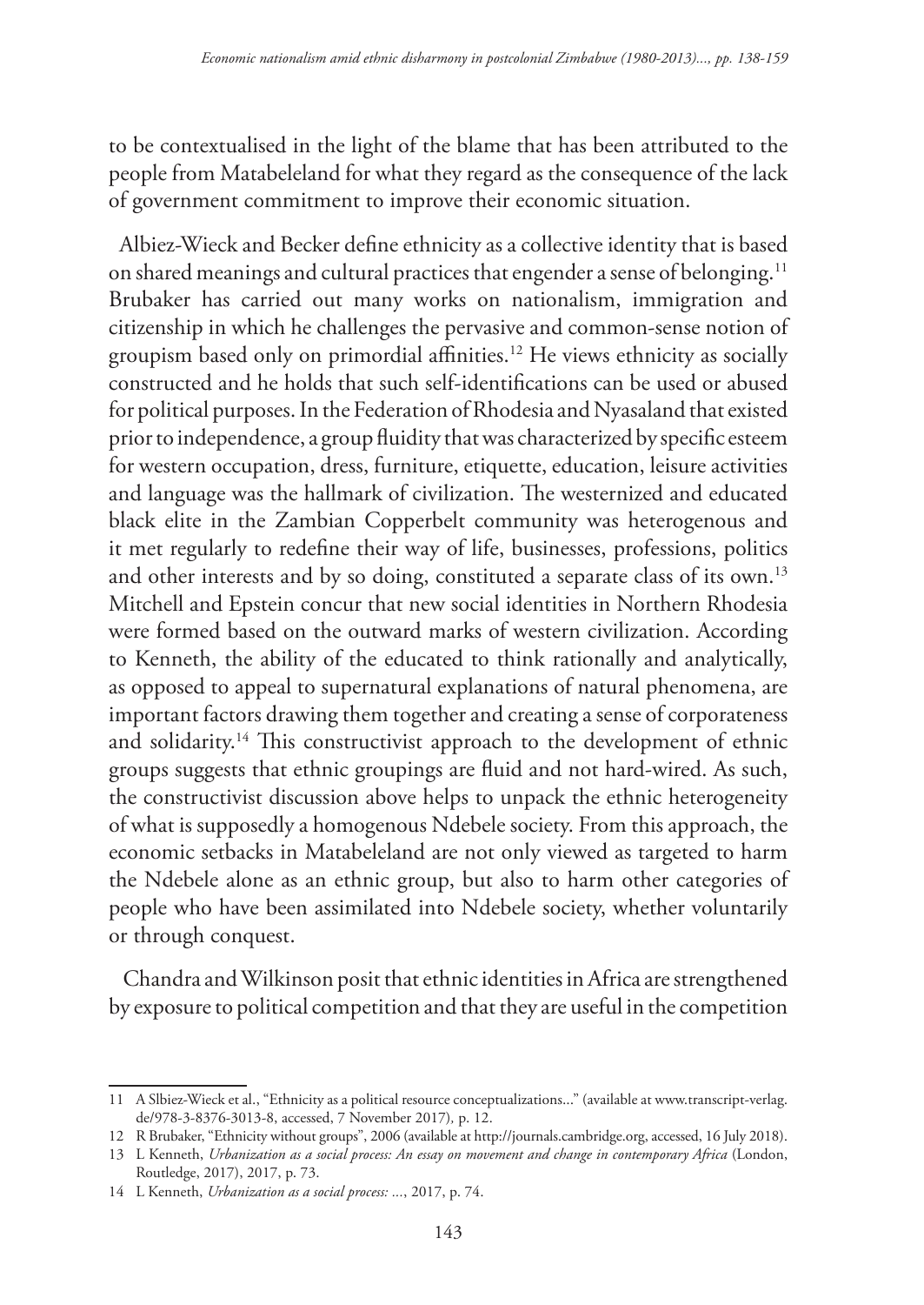to be contextualised in the light of the blame that has been attributed to the people from Matabeleland for what they regard as the consequence of the lack of government commitment to improve their economic situation.

Albiez-Wieck and Becker define ethnicity as a collective identity that is based on shared meanings and cultural practices that engender a sense of belonging.[11] Brubaker has carried out many works on nationalism, immigration and citizenship in which he challenges the pervasive and common-sense notion of groupism based only on primordial affinities.[12] He views ethnicity as socially constructed and he holds that such self-identifications can be used or abused for political purposes. In the Federation of Rhodesia and Nyasaland that existed prior to independence, a group fluidity that was characterized by specific esteem for western occupation, dress, furniture, etiquette, education, leisure activities and language was the hallmark of civilization. The westernized and educated black elite in the Zambian Copperbelt community was heterogenous and it met regularly to redefine their way of life, businesses, professions, politics and other interests and by so doing, constituted a separate class of its own.[13] Mitchell and Epstein concur that new social identities in Northern Rhodesia were formed based on the outward marks of western civilization. According to Kenneth, the ability of the educated to think rationally and analytically, as opposed to appeal to supernatural explanations of natural phenomena, are important factors drawing them together and creating a sense of corporateness and solidarity.[14] This constructivist approach to the development of ethnic groups suggests that ethnic groupings are fluid and not hard-wired. As such, the constructivist discussion above helps to unpack the ethnic heterogeneity of what is supposedly a homogenous Ndebele society. From this approach, the economic setbacks in Matabeleland are not only viewed as targeted to harm the Ndebele alone as an ethnic group, but also to harm other categories of people who have been assimilated into Ndebele society, whether voluntarily or through conquest.

Chandra and Wilkinson posit that ethnic identities in Africa are strengthened by exposure to political competition and that they are useful in the competition

---

11 A Slbiez-Wieck et al., "Ethnicity as a political resource conceptualizations..." (available at www.transcript-verlag.de/978-3-8376-3013-8, accessed, 7 November 2017), p. 12.

12 R Brubaker, "Ethnicity without groups", 2006 (available at http://journals.cambridge.org, accessed, 16 July 2018).

13 L Kenneth, *Urbanization as a social process: An essay on movement and change in contemporary Africa* (London, Routledge, 2017), 2017, p. 73.

14 L Kenneth, *Urbanization as a social process: ...*, 2017, p. 74.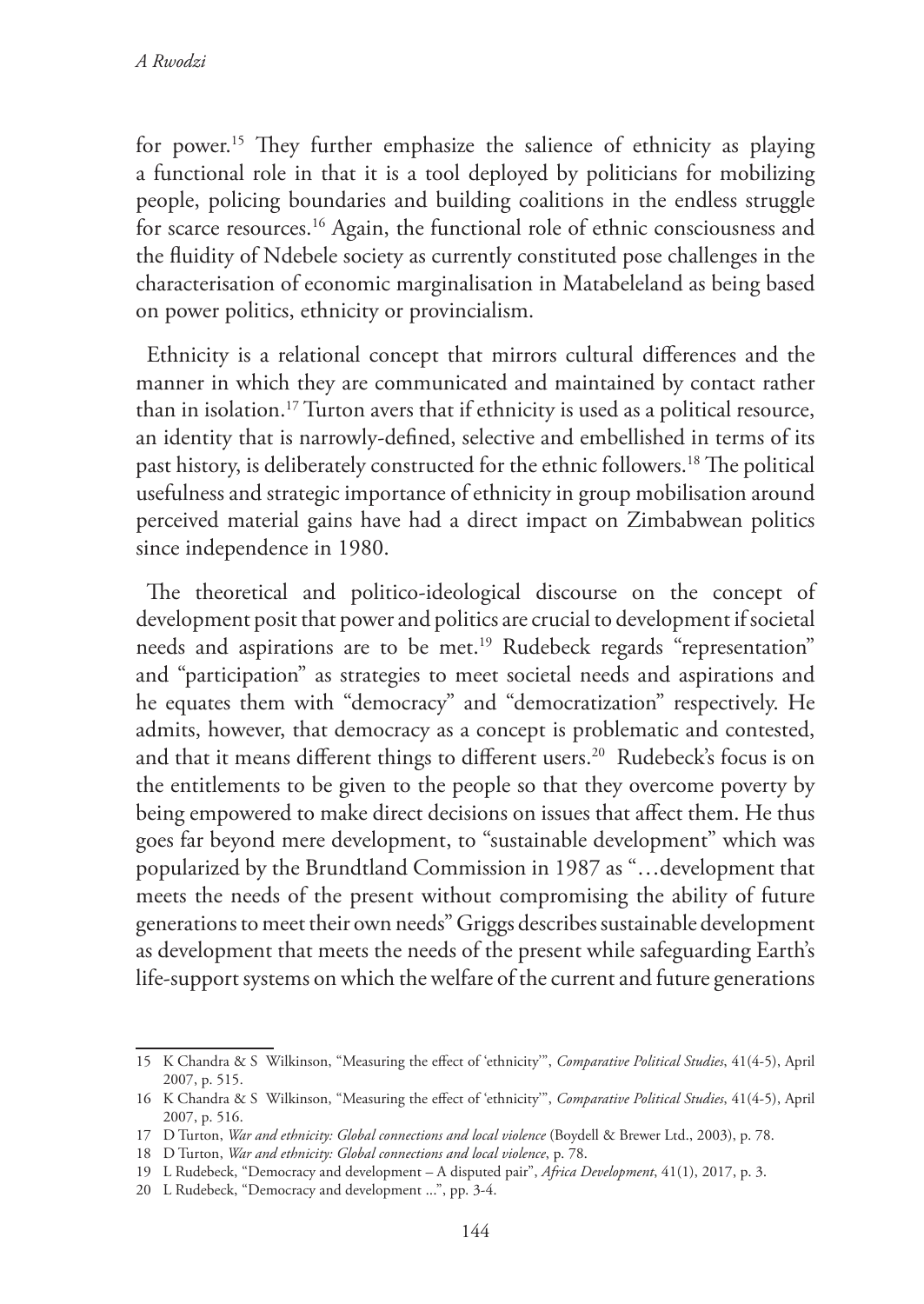for power.[15] They further emphasize the salience of ethnicity as playing a functional role in that it is a tool deployed by politicians for mobilizing people, policing boundaries and building coalitions in the endless struggle for scarce resources.[16] Again, the functional role of ethnic consciousness and the fluidity of Ndebele society as currently constituted pose challenges in the characterisation of economic marginalisation in Matabeleland as being based on power politics, ethnicity or provincialism.

Ethnicity is a relational concept that mirrors cultural differences and the manner in which they are communicated and maintained by contact rather than in isolation.[17] Turton avers that if ethnicity is used as a political resource, an identity that is narrowly-defined, selective and embellished in terms of its past history, is deliberately constructed for the ethnic followers.[18] The political usefulness and strategic importance of ethnicity in group mobilisation around perceived material gains have had a direct impact on Zimbabwean politics since independence in 1980.

The theoretical and politico-ideological discourse on the concept of development posit that power and politics are crucial to development if societal needs and aspirations are to be met.[19] Rudebeck regards "representation" and "participation" as strategies to meet societal needs and aspirations and he equates them with "democracy" and "democratization" respectively. He admits, however, that democracy as a concept is problematic and contested, and that it means different things to different users.[20] Rudebeck's focus is on the entitlements to be given to the people so that they overcome poverty by being empowered to make direct decisions on issues that affect them. He thus goes far beyond mere development, to "sustainable development" which was popularized by the Brundtland Commission in 1987 as "…development that meets the needs of the present without compromising the ability of future generations to meet their own needs" Griggs describes sustainable development as development that meets the needs of the present while safeguarding Earth's life-support systems on which the welfare of the current and future generations

---

15 K Chandra & S Wilkinson, "Measuring the effect of 'ethnicity'", *Comparative Political Studies*, 41(4-5), April 2007, p. 515.

16 K Chandra & S Wilkinson, "Measuring the effect of 'ethnicity'", *Comparative Political Studies*, 41(4-5), April 2007, p. 516.

17 D Turton, *War and ethnicity: Global connections and local violence* (Boydell & Brewer Ltd., 2003), p. 78.

18 D Turton, *War and ethnicity: Global connections and local violence*, p. 78.

19 L Rudebeck, "Democracy and development – A disputed pair", *Africa Development*, 41(1), 2017, p. 3.

20 L Rudebeck, "Democracy and development ...", pp. 3-4.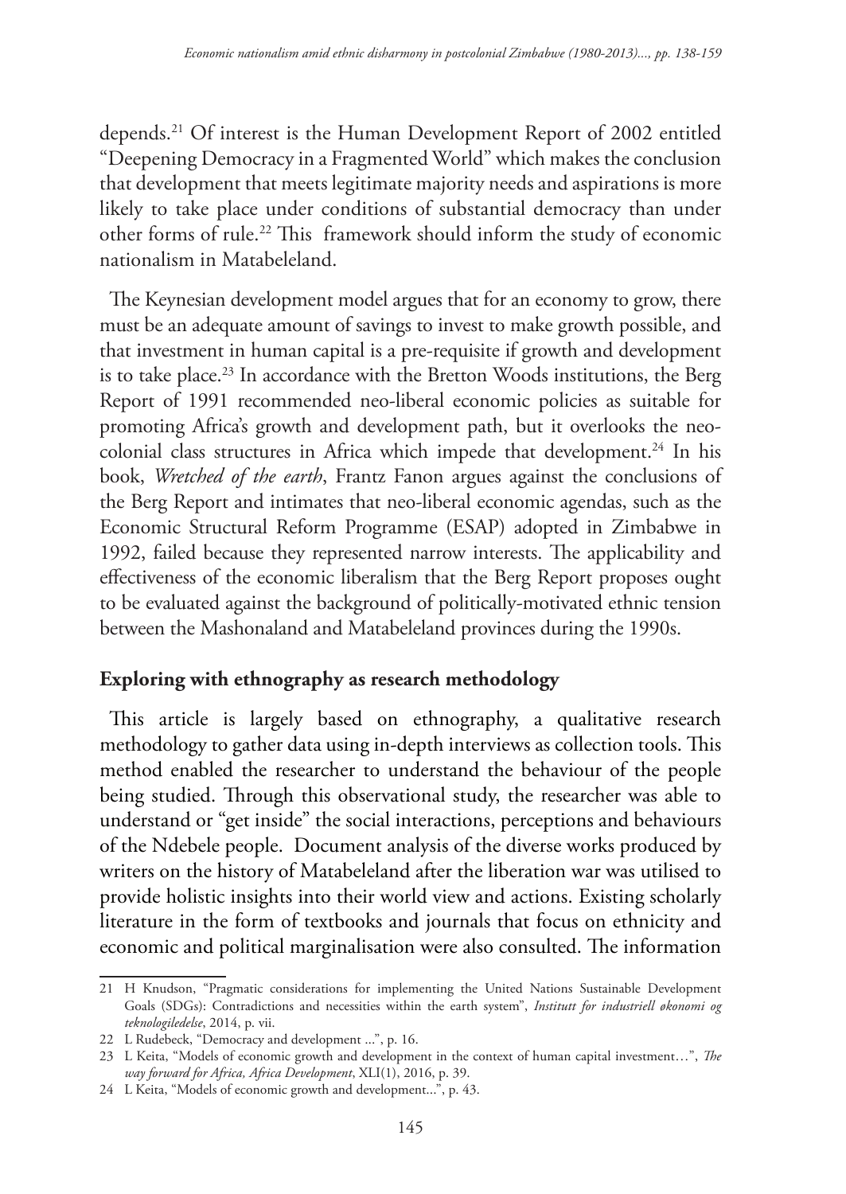depends.[21] Of interest is the Human Development Report of 2002 entitled "Deepening Democracy in a Fragmented World" which makes the conclusion that development that meets legitimate majority needs and aspirations is more likely to take place under conditions of substantial democracy than under other forms of rule.[22] This framework should inform the study of economic nationalism in Matabeleland.

The Keynesian development model argues that for an economy to grow, there must be an adequate amount of savings to invest to make growth possible, and that investment in human capital is a pre-requisite if growth and development is to take place.[23] In accordance with the Bretton Woods institutions, the Berg Report of 1991 recommended neo-liberal economic policies as suitable for promoting Africa's growth and development path, but it overlooks the neo-colonial class structures in Africa which impede that development.[24] In his book, *Wretched of the earth*, Frantz Fanon argues against the conclusions of the Berg Report and intimates that neo-liberal economic agendas, such as the Economic Structural Reform Programme (ESAP) adopted in Zimbabwe in 1992, failed because they represented narrow interests. The applicability and effectiveness of the economic liberalism that the Berg Report proposes ought to be evaluated against the background of politically-motivated ethnic tension between the Mashonaland and Matabeleland provinces during the 1990s.

## Exploring with ethnography as research methodology

This article is largely based on ethnography, a qualitative research methodology to gather data using in-depth interviews as collection tools. This method enabled the researcher to understand the behaviour of the people being studied. Through this observational study, the researcher was able to understand or "get inside" the social interactions, perceptions and behaviours of the Ndebele people. Document analysis of the diverse works produced by writers on the history of Matabeleland after the liberation war was utilised to provide holistic insights into their world view and actions. Existing scholarly literature in the form of textbooks and journals that focus on ethnicity and economic and political marginalisation were also consulted. The information

---

21 H Knudson, "Pragmatic considerations for implementing the United Nations Sustainable Development Goals (SDGs): Contradictions and necessities within the earth system", *Institutt for industriell økonomi og teknologiledelse*, 2014, p. vii.

22 L Rudebeck, "Democracy and development ...", p. 16.

23 L Keita, "Models of economic growth and development in the context of human capital investment…", *The way forward for Africa, Africa Development*, XLI(1), 2016, p. 39.

24 L Keita, "Models of economic growth and development...", p. 43.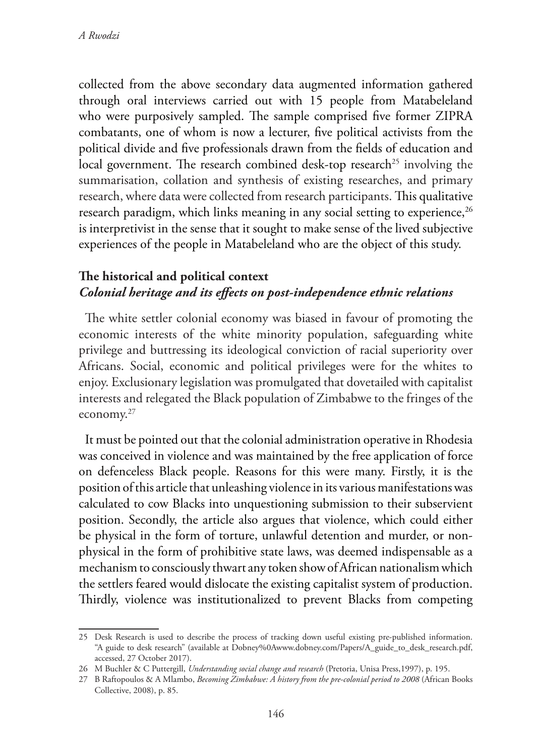collected from the above secondary data augmented information gathered through oral interviews carried out with 15 people from Matabeleland who were purposively sampled. The sample comprised five former ZIPRA combatants, one of whom is now a lecturer, five political activists from the political divide and five professionals drawn from the fields of education and local government. The research combined desk-top research[25] involving the summarisation, collation and synthesis of existing researches, and primary research, where data were collected from research participants. This qualitative research paradigm, which links meaning in any social setting to experience,[26] is interpretivist in the sense that it sought to make sense of the lived subjective experiences of the people in Matabeleland who are the object of this study.

## The historical and political context

### *Colonial heritage and its effects on post-independence ethnic relations*

The white settler colonial economy was biased in favour of promoting the economic interests of the white minority population, safeguarding white privilege and buttressing its ideological conviction of racial superiority over Africans. Social, economic and political privileges were for the whites to enjoy. Exclusionary legislation was promulgated that dovetailed with capitalist interests and relegated the Black population of Zimbabwe to the fringes of the economy.[27]

It must be pointed out that the colonial administration operative in Rhodesia was conceived in violence and was maintained by the free application of force on defenceless Black people. Reasons for this were many. Firstly, it is the position of this article that unleashing violence in its various manifestations was calculated to cow Blacks into unquestioning submission to their subservient position. Secondly, the article also argues that violence, which could either be physical in the form of torture, unlawful detention and murder, or non-physical in the form of prohibitive state laws, was deemed indispensable as a mechanism to consciously thwart any token show of African nationalism which the settlers feared would dislocate the existing capitalist system of production. Thirdly, violence was institutionalized to prevent Blacks from competing

25 Desk Research is used to describe the process of tracking down useful existing pre-published information. "A guide to desk research" (available at Dobney%0Awww.dobney.com/Papers/A_guide_to_desk_research.pdf, accessed, 27 October 2017).

26 M Buchler & C Puttergill, *Understanding social change and research* (Pretoria, Unisa Press,1997), p. 195.

27 B Raftopoulos & A Mlambo, *Becoming Zimbabwe: A history from the pre-colonial period to 2008* (African Books Collective, 2008), p. 85.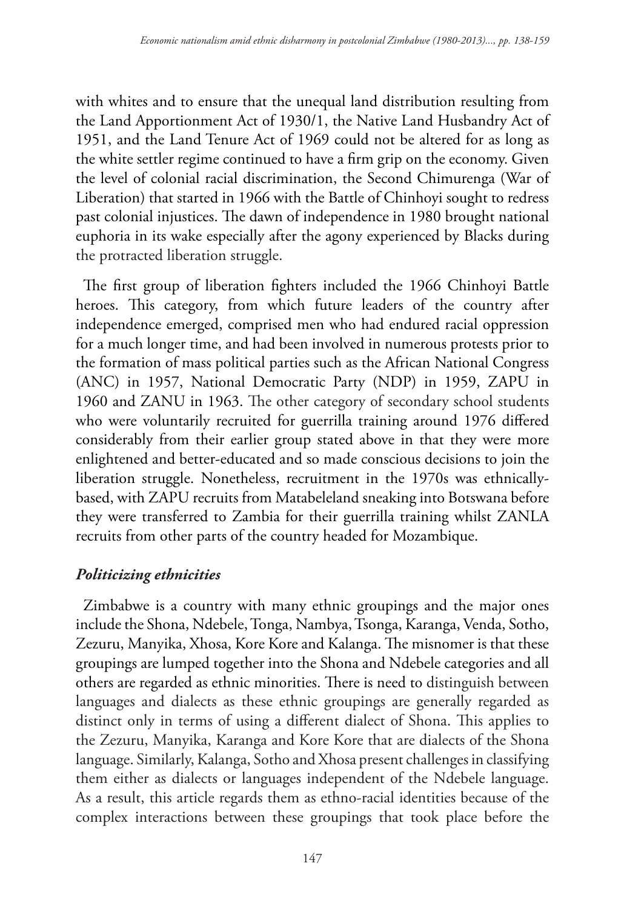with whites and to ensure that the unequal land distribution resulting from the Land Apportionment Act of 1930/1, the Native Land Husbandry Act of 1951, and the Land Tenure Act of 1969 could not be altered for as long as the white settler regime continued to have a firm grip on the economy. Given the level of colonial racial discrimination, the Second Chimurenga (War of Liberation) that started in 1966 with the Battle of Chinhoyi sought to redress past colonial injustices. The dawn of independence in 1980 brought national euphoria in its wake especially after the agony experienced by Blacks during the protracted liberation struggle.

The first group of liberation fighters included the 1966 Chinhoyi Battle heroes. This category, from which future leaders of the country after independence emerged, comprised men who had endured racial oppression for a much longer time, and had been involved in numerous protests prior to the formation of mass political parties such as the African National Congress (ANC) in 1957, National Democratic Party (NDP) in 1959, ZAPU in 1960 and ZANU in 1963. The other category of secondary school students who were voluntarily recruited for guerrilla training around 1976 differed considerably from their earlier group stated above in that they were more enlightened and better-educated and so made conscious decisions to join the liberation struggle. Nonetheless, recruitment in the 1970s was ethnically-based, with ZAPU recruits from Matabeleland sneaking into Botswana before they were transferred to Zambia for their guerrilla training whilst ZANLA recruits from other parts of the country headed for Mozambique.

### *Politicizing ethnicities*

Zimbabwe is a country with many ethnic groupings and the major ones include the Shona, Ndebele, Tonga, Nambya, Tsonga, Karanga, Venda, Sotho, Zezuru, Manyika, Xhosa, Kore Kore and Kalanga. The misnomer is that these groupings are lumped together into the Shona and Ndebele categories and all others are regarded as ethnic minorities. There is need to distinguish between languages and dialects as these ethnic groupings are generally regarded as distinct only in terms of using a different dialect of Shona. This applies to the Zezuru, Manyika, Karanga and Kore Kore that are dialects of the Shona language. Similarly, Kalanga, Sotho and Xhosa present challenges in classifying them either as dialects or languages independent of the Ndebele language. As a result, this article regards them as ethno-racial identities because of the complex interactions between these groupings that took place before the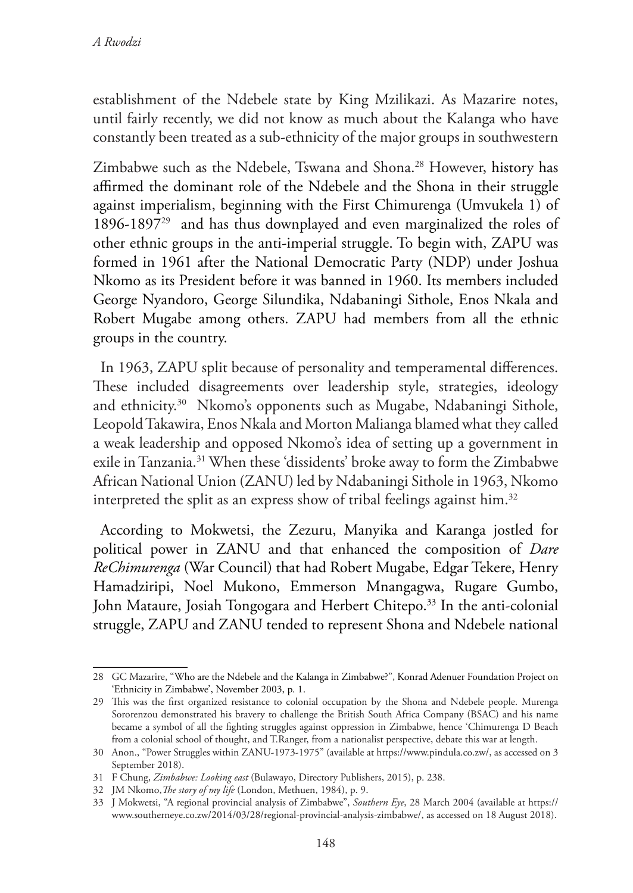establishment of the Ndebele state by King Mzilikazi. As Mazarire notes, until fairly recently, we did not know as much about the Kalanga who have constantly been treated as a sub-ethnicity of the major groups in southwestern

Zimbabwe such as the Ndebele, Tswana and Shona.[28] However, history has affirmed the dominant role of the Ndebele and the Shona in their struggle against imperialism, beginning with the First Chimurenga (Umvukela 1) of 1896-1897[29] and has thus downplayed and even marginalized the roles of other ethnic groups in the anti-imperial struggle. To begin with, ZAPU was formed in 1961 after the National Democratic Party (NDP) under Joshua Nkomo as its President before it was banned in 1960. Its members included George Nyandoro, George Silundika, Ndabaningi Sithole, Enos Nkala and Robert Mugabe among others. ZAPU had members from all the ethnic groups in the country.

In 1963, ZAPU split because of personality and temperamental differences. These included disagreements over leadership style, strategies, ideology and ethnicity.[30] Nkomo's opponents such as Mugabe, Ndabaningi Sithole, Leopold Takawira, Enos Nkala and Morton Malianga blamed what they called a weak leadership and opposed Nkomo's idea of setting up a government in exile in Tanzania.[31] When these 'dissidents' broke away to form the Zimbabwe African National Union (ZANU) led by Ndabaningi Sithole in 1963, Nkomo interpreted the split as an express show of tribal feelings against him.[32]

According to Mokwetsi, the Zezuru, Manyika and Karanga jostled for political power in ZANU and that enhanced the composition of *Dare ReChimurenga* (War Council) that had Robert Mugabe, Edgar Tekere, Henry Hamadziripi, Noel Mukono, Emmerson Mnangagwa, Rugare Gumbo, John Mataure, Josiah Tongogara and Herbert Chitepo.[33] In the anti-colonial struggle, ZAPU and ZANU tended to represent Shona and Ndebele national

---

28 GC Mazarire, "Who are the Ndebele and the Kalanga in Zimbabwe?", Konrad Adenuer Foundation Project on 'Ethnicity in Zimbabwe', November 2003, p. 1.

29 This was the first organized resistance to colonial occupation by the Shona and Ndebele people. Murenga Sororenzou demonstrated his bravery to challenge the British South Africa Company (BSAC) and his name became a symbol of all the fighting struggles against oppression in Zimbabwe, hence 'Chimurenga D Beach from a colonial school of thought, and T.Ranger, from a nationalist perspective, debate this war at length.

30 Anon., "Power Struggles within ZANU-1973-1975" (available at https://www.pindula.co.zw/, as accessed on 3 September 2018).

31 F Chung, *Zimbabwe: Looking east* (Bulawayo, Directory Publishers, 2015), p. 238.

32 JM Nkomo, *The story of my life* (London, Methuen, 1984), p. 9.

33 J Mokwetsi, "A regional provincial analysis of Zimbabwe", *Southern Eye*, 28 March 2004 (available at https://www.southerneye.co.zw/2014/03/28/regional-provincial-analysis-zimbabwe/, as accessed on 18 August 2018).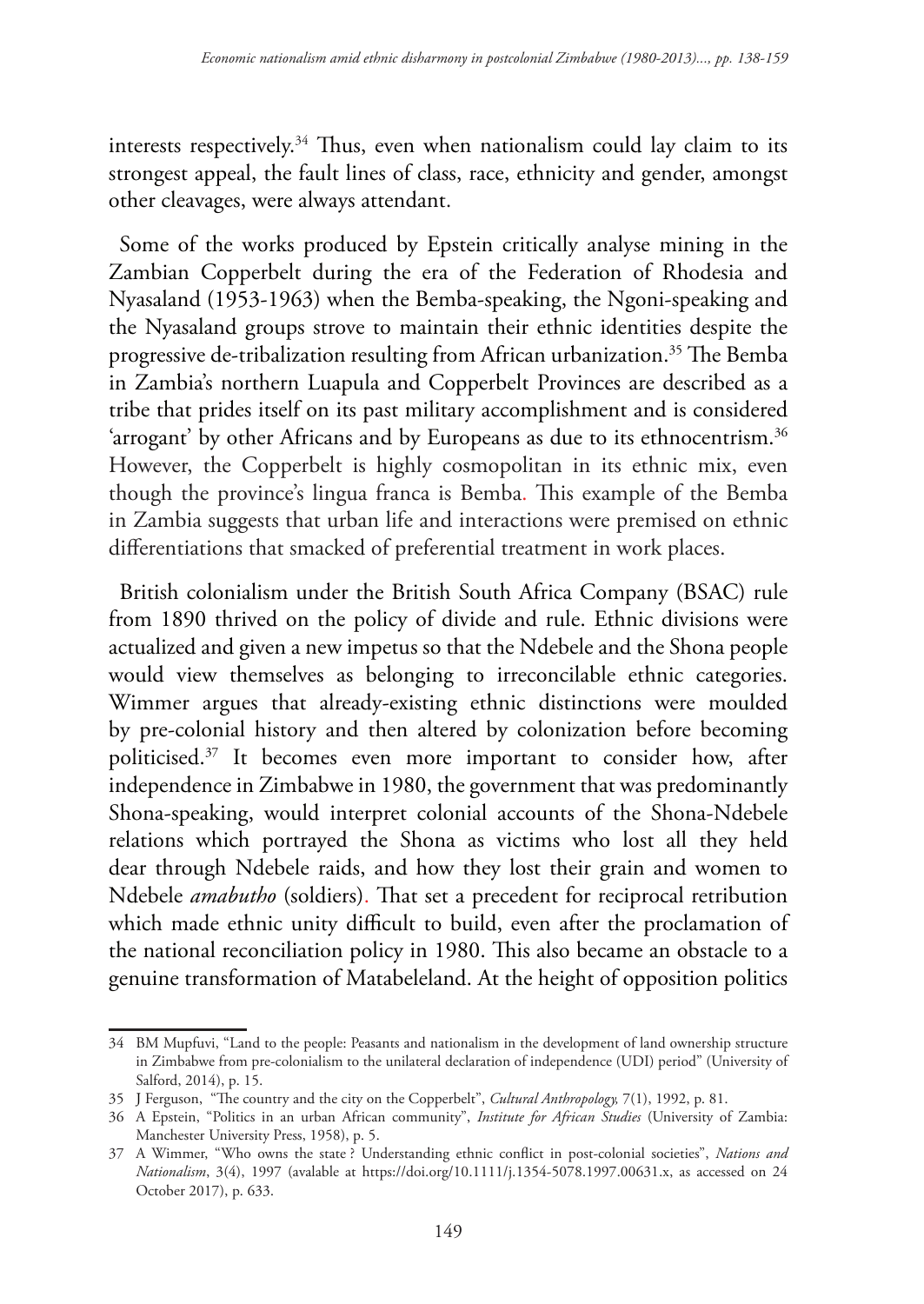interests respectively.[34] Thus, even when nationalism could lay claim to its strongest appeal, the fault lines of class, race, ethnicity and gender, amongst other cleavages, were always attendant.

Some of the works produced by Epstein critically analyse mining in the Zambian Copperbelt during the era of the Federation of Rhodesia and Nyasaland (1953-1963) when the Bemba-speaking, the Ngoni-speaking and the Nyasaland groups strove to maintain their ethnic identities despite the progressive de-tribalization resulting from African urbanization.[35] The Bemba in Zambia's northern Luapula and Copperbelt Provinces are described as a tribe that prides itself on its past military accomplishment and is considered 'arrogant' by other Africans and by Europeans as due to its ethnocentrism.[36] However, the Copperbelt is highly cosmopolitan in its ethnic mix, even though the province's lingua franca is Bemba. This example of the Bemba in Zambia suggests that urban life and interactions were premised on ethnic differentiations that smacked of preferential treatment in work places.

British colonialism under the British South Africa Company (BSAC) rule from 1890 thrived on the policy of divide and rule. Ethnic divisions were actualized and given a new impetus so that the Ndebele and the Shona people would view themselves as belonging to irreconcilable ethnic categories. Wimmer argues that already-existing ethnic distinctions were moulded by pre-colonial history and then altered by colonization before becoming politicised.[37] It becomes even more important to consider how, after independence in Zimbabwe in 1980, the government that was predominantly Shona-speaking, would interpret colonial accounts of the Shona-Ndebele relations which portrayed the Shona as victims who lost all they held dear through Ndebele raids, and how they lost their grain and women to Ndebele *amabutho* (soldiers). That set a precedent for reciprocal retribution which made ethnic unity difficult to build, even after the proclamation of the national reconciliation policy in 1980. This also became an obstacle to a genuine transformation of Matabeleland. At the height of opposition politics

---

34 BM Mupfuvi, "Land to the people: Peasants and nationalism in the development of land ownership structure in Zimbabwe from pre-colonialism to the unilateral declaration of independence (UDI) period" (University of Salford, 2014), p. 15.

35 J Ferguson, "The country and the city on the Copperbelt", *Cultural Anthropology,* 7(1), 1992, p. 81.

36 A Epstein, "Politics in an urban African community", *Institute for African Studies* (University of Zambia: Manchester University Press, 1958), p. 5.

37 A Wimmer, "Who owns the state ? Understanding ethnic conflict in post-colonial societies", *Nations and Nationalism*, 3(4), 1997 (avalable at https://doi.org/10.1111/j.1354-5078.1997.00631.x, as accessed on 24 October 2017), p. 633.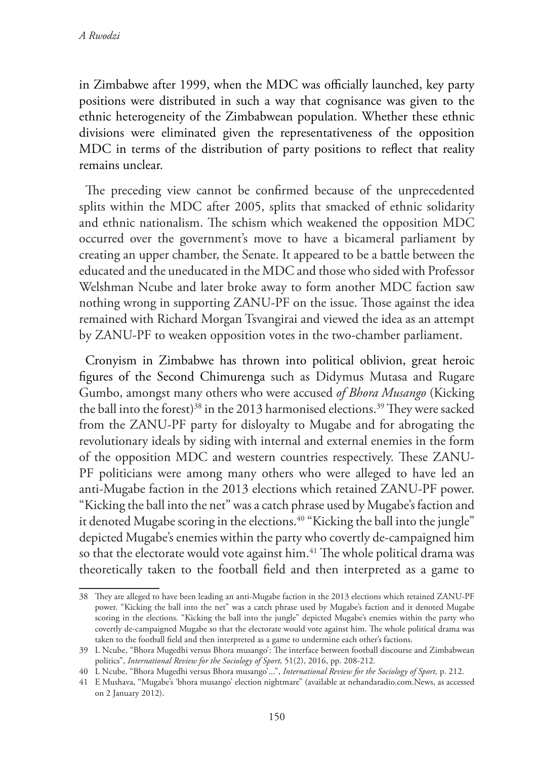in Zimbabwe after 1999, when the MDC was officially launched, key party positions were distributed in such a way that cognisance was given to the ethnic heterogeneity of the Zimbabwean population. Whether these ethnic divisions were eliminated given the representativeness of the opposition MDC in terms of the distribution of party positions to reflect that reality remains unclear.

The preceding view cannot be confirmed because of the unprecedented splits within the MDC after 2005, splits that smacked of ethnic solidarity and ethnic nationalism. The schism which weakened the opposition MDC occurred over the government's move to have a bicameral parliament by creating an upper chamber, the Senate. It appeared to be a battle between the educated and the uneducated in the MDC and those who sided with Professor Welshman Ncube and later broke away to form another MDC faction saw nothing wrong in supporting ZANU-PF on the issue. Those against the idea remained with Richard Morgan Tsvangirai and viewed the idea as an attempt by ZANU-PF to weaken opposition votes in the two-chamber parliament.

Cronyism in Zimbabwe has thrown into political oblivion, great heroic figures of the Second Chimurenga such as Didymus Mutasa and Rugare Gumbo, amongst many others who were accused *of Bhora Musango* (Kicking the ball into the forest)[38] in the 2013 harmonised elections.[39] They were sacked from the ZANU-PF party for disloyalty to Mugabe and for abrogating the revolutionary ideals by siding with internal and external enemies in the form of the opposition MDC and western countries respectively. These ZANU-PF politicians were among many others who were alleged to have led an anti-Mugabe faction in the 2013 elections which retained ZANU-PF power. "Kicking the ball into the net" was a catch phrase used by Mugabe's faction and it denoted Mugabe scoring in the elections.[40] "Kicking the ball into the jungle" depicted Mugabe's enemies within the party who covertly de-campaigned him so that the electorate would vote against him.[41] The whole political drama was theoretically taken to the football field and then interpreted as a game to

---

38 They are alleged to have been leading an anti-Mugabe faction in the 2013 elections which retained ZANU-PF power. "Kicking the ball into the net" was a catch phrase used by Mugabe's faction and it denoted Mugabe scoring in the elections. "Kicking the ball into the jungle" depicted Mugabe's enemies within the party who covertly de-campaigned Mugabe so that the electorate would vote against him. The whole political drama was taken to the football field and then interpreted as a game to undermine each other's factions.

39 L Ncube, "Bhora Mugedhi versus Bhora musango': The interface between football discourse and Zimbabwean politics", *International Review for the Sociology of Sport,* 51(2), 2016, pp. 208-212.

40 L Ncube, "Bhora Mugedhi versus Bhora musango'...", *International Review for the Sociology of Sport,* p. 212.

41 E Mushava, "Mugabe's 'bhora musango' election nightmare" (available at nehandaradio.com.News, as accessed on 2 January 2012).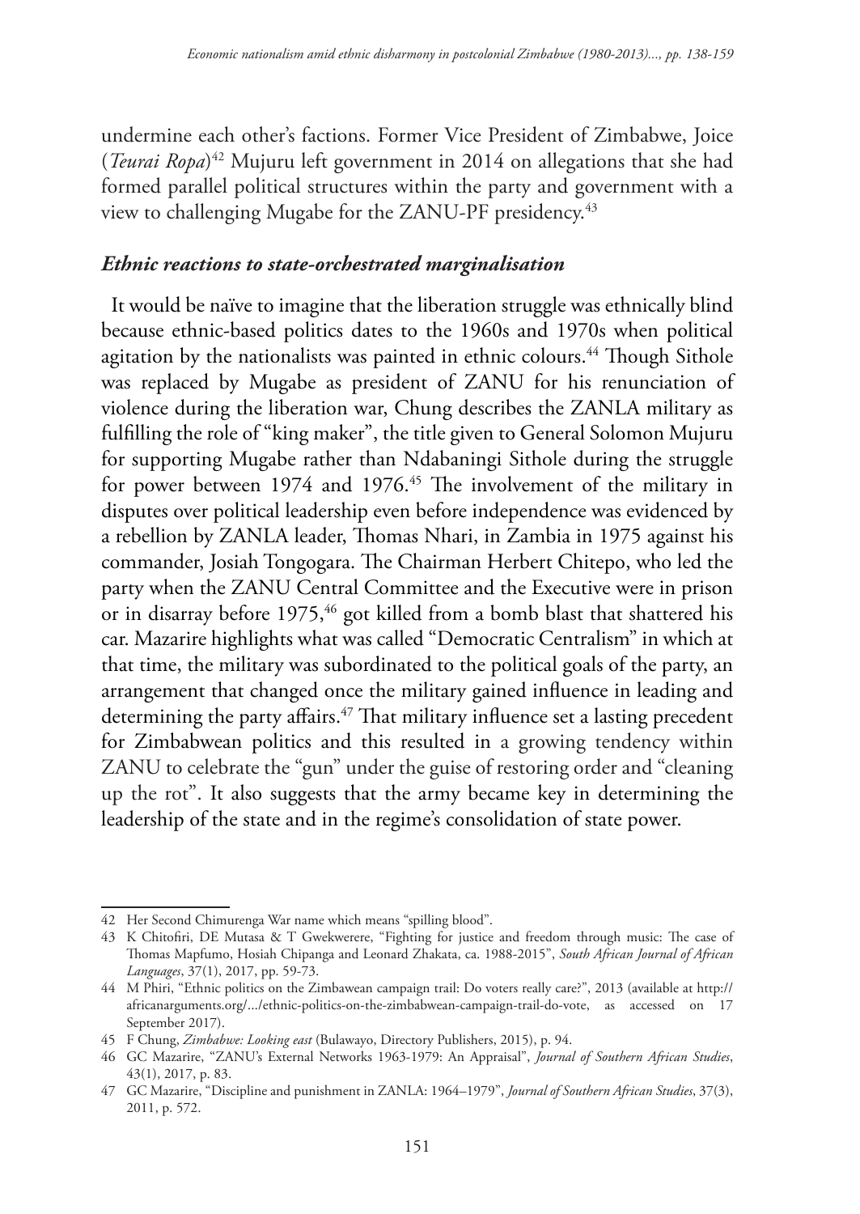undermine each other's factions. Former Vice President of Zimbabwe, Joice (*Teurai Ropa*)[42] Mujuru left government in 2014 on allegations that she had formed parallel political structures within the party and government with a view to challenging Mugabe for the ZANU-PF presidency.[43]

### *Ethnic reactions to state-orchestrated marginalisation*

It would be naïve to imagine that the liberation struggle was ethnically blind because ethnic-based politics dates to the 1960s and 1970s when political agitation by the nationalists was painted in ethnic colours.[44] Though Sithole was replaced by Mugabe as president of ZANU for his renunciation of violence during the liberation war, Chung describes the ZANLA military as fulfilling the role of "king maker", the title given to General Solomon Mujuru for supporting Mugabe rather than Ndabaningi Sithole during the struggle for power between 1974 and 1976.[45] The involvement of the military in disputes over political leadership even before independence was evidenced by a rebellion by ZANLA leader, Thomas Nhari, in Zambia in 1975 against his commander, Josiah Tongogara. The Chairman Herbert Chitepo, who led the party when the ZANU Central Committee and the Executive were in prison or in disarray before 1975,[46] got killed from a bomb blast that shattered his car. Mazarire highlights what was called "Democratic Centralism" in which at that time, the military was subordinated to the political goals of the party, an arrangement that changed once the military gained influence in leading and determining the party affairs.[47] That military influence set a lasting precedent for Zimbabwean politics and this resulted in a growing tendency within ZANU to celebrate the "gun" under the guise of restoring order and "cleaning up the rot". It also suggests that the army became key in determining the leadership of the state and in the regime's consolidation of state power.

---

42 Her Second Chimurenga War name which means "spilling blood".

43 K Chitofiri, DE Mutasa & T Gwekwerere, "Fighting for justice and freedom through music: The case of Thomas Mapfumo, Hosiah Chipanga and Leonard Zhakata, ca. 1988-2015", *South African Journal of African Languages*, 37(1), 2017, pp. 59-73.

44 M Phiri, "Ethnic politics on the Zimbawean campaign trail: Do voters really care?", 2013 (available at http://africanarguments.org/.../ethnic-politics-on-the-zimbabwean-campaign-trail-do-vote, as accessed on 17 September 2017).

45 F Chung, *Zimbabwe: Looking east* (Bulawayo, Directory Publishers, 2015), p. 94.

46 GC Mazarire, "ZANU's External Networks 1963-1979: An Appraisal", *Journal of Southern African Studies*, 43(1), 2017, p. 83.

47 GC Mazarire, "Discipline and punishment in ZANLA: 1964–1979", *Journal of Southern African Studies*, 37(3), 2011, p. 572.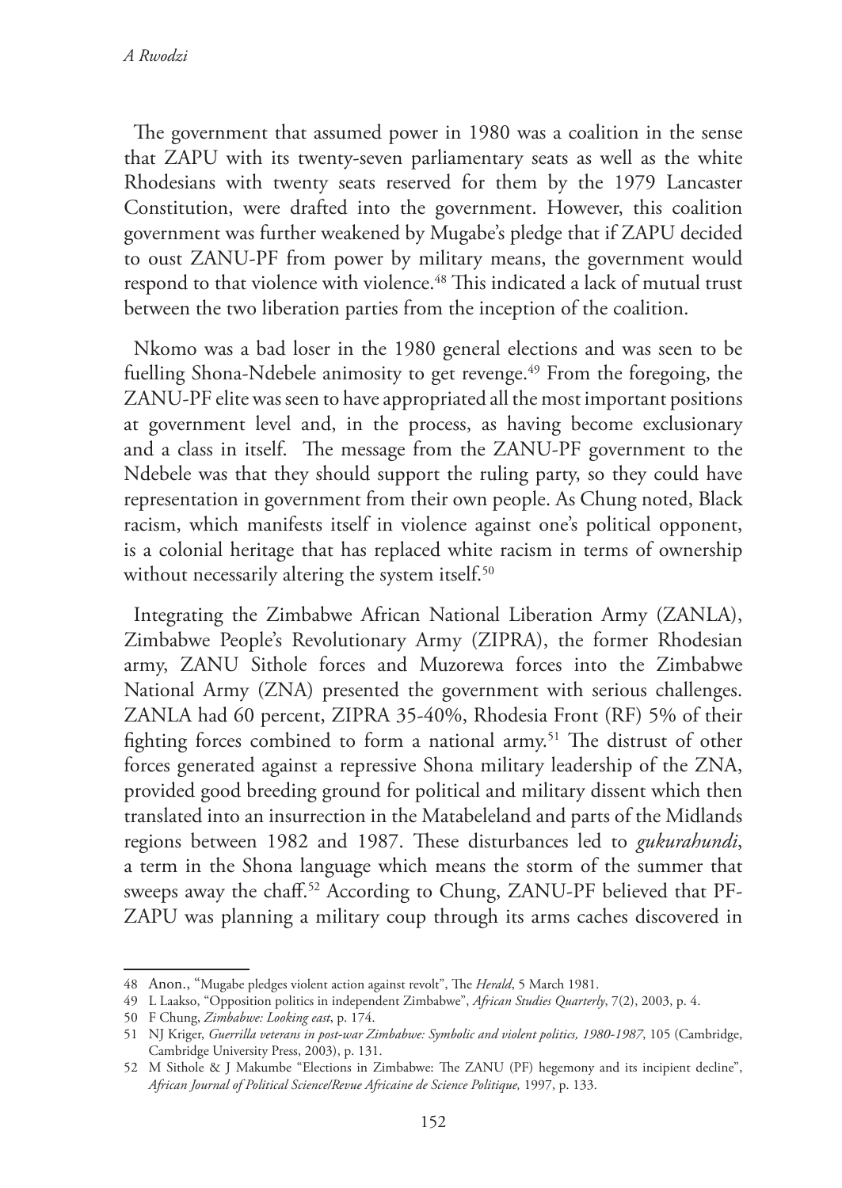The government that assumed power in 1980 was a coalition in the sense that ZAPU with its twenty-seven parliamentary seats as well as the white Rhodesians with twenty seats reserved for them by the 1979 Lancaster Constitution, were drafted into the government. However, this coalition government was further weakened by Mugabe's pledge that if ZAPU decided to oust ZANU-PF from power by military means, the government would respond to that violence with violence.[48] This indicated a lack of mutual trust between the two liberation parties from the inception of the coalition.

Nkomo was a bad loser in the 1980 general elections and was seen to be fuelling Shona-Ndebele animosity to get revenge.[49] From the foregoing, the ZANU-PF elite was seen to have appropriated all the most important positions at government level and, in the process, as having become exclusionary and a class in itself. The message from the ZANU-PF government to the Ndebele was that they should support the ruling party, so they could have representation in government from their own people. As Chung noted, Black racism, which manifests itself in violence against one's political opponent, is a colonial heritage that has replaced white racism in terms of ownership without necessarily altering the system itself.[50]

Integrating the Zimbabwe African National Liberation Army (ZANLA), Zimbabwe People's Revolutionary Army (ZIPRA), the former Rhodesian army, ZANU Sithole forces and Muzorewa forces into the Zimbabwe National Army (ZNA) presented the government with serious challenges. ZANLA had 60 percent, ZIPRA 35-40%, Rhodesia Front (RF) 5% of their fighting forces combined to form a national army.[51] The distrust of other forces generated against a repressive Shona military leadership of the ZNA, provided good breeding ground for political and military dissent which then translated into an insurrection in the Matabeleland and parts of the Midlands regions between 1982 and 1987. These disturbances led to *gukurahundi*, a term in the Shona language which means the storm of the summer that sweeps away the chaff.[52] According to Chung, ZANU-PF believed that PF-ZAPU was planning a military coup through its arms caches discovered in

---

48 Anon., "Mugabe pledges violent action against revolt", The *Herald*, 5 March 1981.

49 L Laakso, "Opposition politics in independent Zimbabwe", *African Studies Quarterly*, 7(2), 2003, p. 4.

50 F Chung, *Zimbabwe: Looking east*, p. 174.

51 NJ Kriger, *Guerrilla veterans in post-war Zimbabwe: Symbolic and violent politics, 1980-1987*, 105 (Cambridge, Cambridge University Press, 2003), p. 131.

52 M Sithole & J Makumbe "Elections in Zimbabwe: The ZANU (PF) hegemony and its incipient decline", *African Journal of Political Science/Revue Africaine de Science Politique,* 1997, p. 133.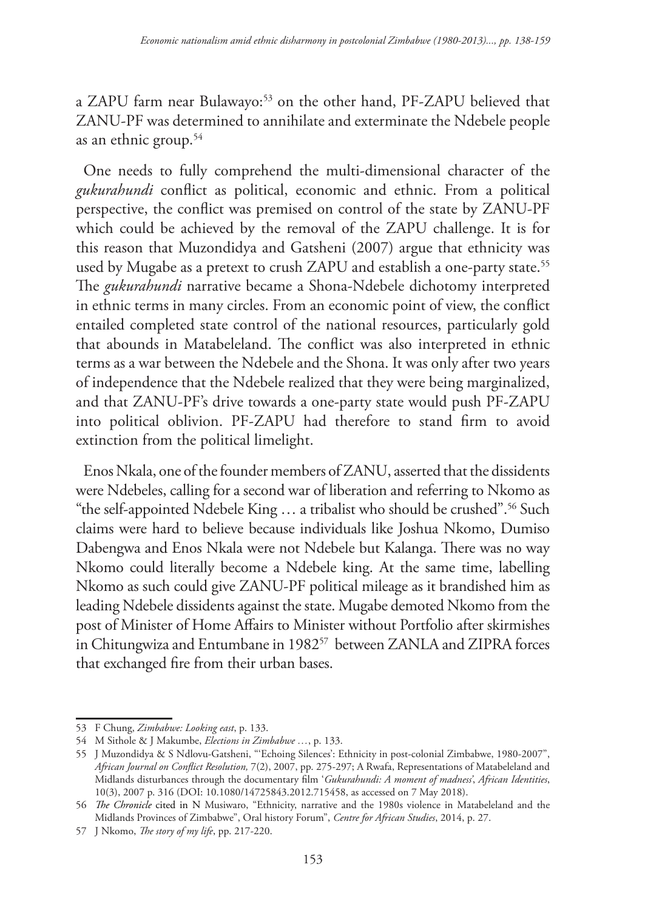a ZAPU farm near Bulawayo:[53] on the other hand, PF-ZAPU believed that ZANU-PF was determined to annihilate and exterminate the Ndebele people as an ethnic group.[54]

One needs to fully comprehend the multi-dimensional character of the *gukurahundi* conflict as political, economic and ethnic. From a political perspective, the conflict was premised on control of the state by ZANU-PF which could be achieved by the removal of the ZAPU challenge. It is for this reason that Muzondidya and Gatsheni (2007) argue that ethnicity was used by Mugabe as a pretext to crush ZAPU and establish a one-party state.[55] The *gukurahundi* narrative became a Shona-Ndebele dichotomy interpreted in ethnic terms in many circles. From an economic point of view, the conflict entailed completed state control of the national resources, particularly gold that abounds in Matabeleland. The conflict was also interpreted in ethnic terms as a war between the Ndebele and the Shona. It was only after two years of independence that the Ndebele realized that they were being marginalized, and that ZANU-PF's drive towards a one-party state would push PF-ZAPU into political oblivion. PF-ZAPU had therefore to stand firm to avoid extinction from the political limelight.

Enos Nkala, one of the founder members of ZANU, asserted that the dissidents were Ndebeles, calling for a second war of liberation and referring to Nkomo as "the self-appointed Ndebele King … a tribalist who should be crushed".[56] Such claims were hard to believe because individuals like Joshua Nkomo, Dumiso Dabengwa and Enos Nkala were not Ndebele but Kalanga. There was no way Nkomo could literally become a Ndebele king. At the same time, labelling Nkomo as such could give ZANU-PF political mileage as it brandished him as leading Ndebele dissidents against the state. Mugabe demoted Nkomo from the post of Minister of Home Affairs to Minister without Portfolio after skirmishes in Chitungwiza and Entumbane in 1982[57] between ZANLA and ZIPRA forces that exchanged fire from their urban bases.

---

53 F Chung, *Zimbabwe: Looking east*, p. 133.

54 M Sithole & J Makumbe, *Elections in Zimbabwe …*, p. 133.

55 J Muzondidya & S Ndlovu-Gatsheni, "'Echoing Silences': Ethnicity in post-colonial Zimbabwe, 1980-2007", *African Journal on Conflict Resolution,* 7(2), 2007, pp. 275-297; A Rwafa, Representations of Matabeleland and Midlands disturbances through the documentary film '*Gukurahundi: A moment of madness*', *African Identities*, 10(3), 2007 p. 316 (DOI: 10.1080/14725843.2012.715458, as accessed on 7 May 2018).

56 *The Chronicle* cited in N Musiwaro, "Ethnicity, narrative and the 1980s violence in Matabeleland and the Midlands Provinces of Zimbabwe", Oral history Forum", *Centre for African Studies*, 2014, p. 27.

57 J Nkomo, *The story of my life*, pp. 217-220.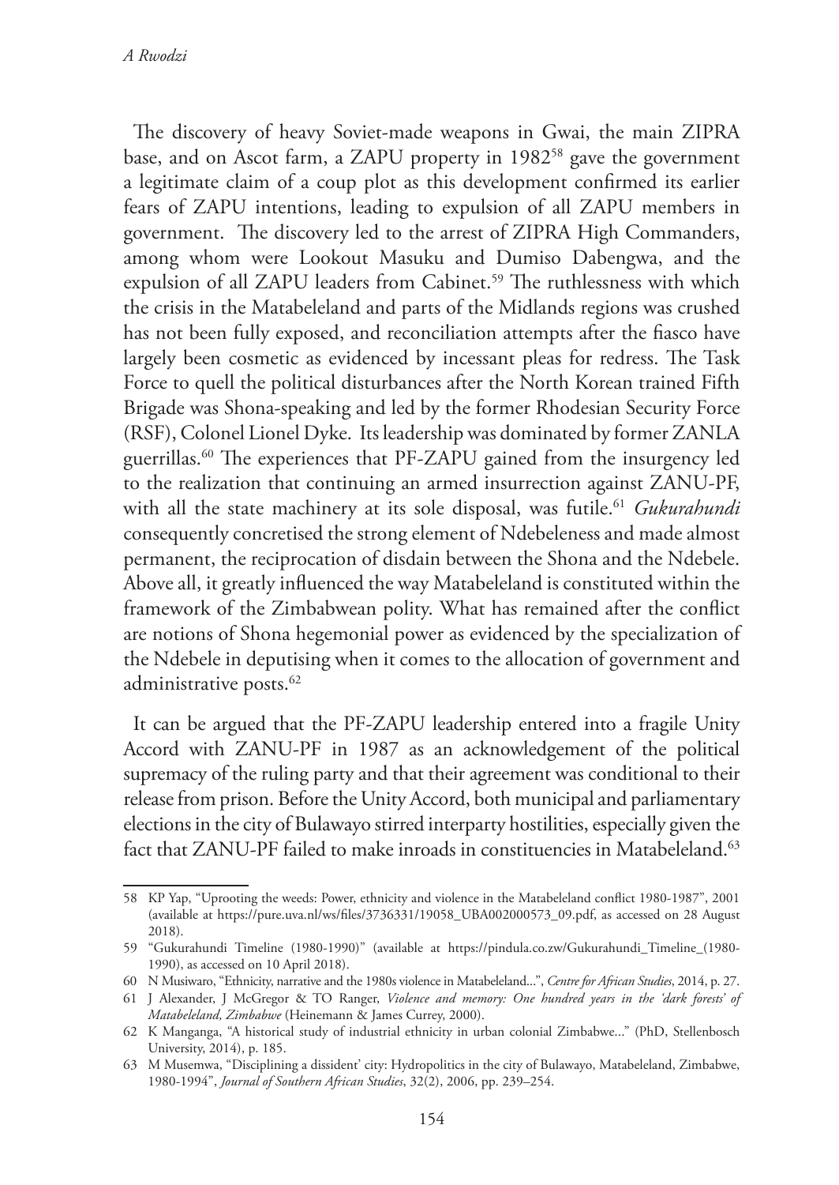The discovery of heavy Soviet-made weapons in Gwai, the main ZIPRA base, and on Ascot farm, a ZAPU property in 1982[58] gave the government a legitimate claim of a coup plot as this development confirmed its earlier fears of ZAPU intentions, leading to expulsion of all ZAPU members in government. The discovery led to the arrest of ZIPRA High Commanders, among whom were Lookout Masuku and Dumiso Dabengwa, and the expulsion of all ZAPU leaders from Cabinet.[59] The ruthlessness with which the crisis in the Matabeleland and parts of the Midlands regions was crushed has not been fully exposed, and reconciliation attempts after the fiasco have largely been cosmetic as evidenced by incessant pleas for redress. The Task Force to quell the political disturbances after the North Korean trained Fifth Brigade was Shona-speaking and led by the former Rhodesian Security Force (RSF), Colonel Lionel Dyke. Its leadership was dominated by former ZANLA guerrillas.[60] The experiences that PF-ZAPU gained from the insurgency led to the realization that continuing an armed insurrection against ZANU-PF, with all the state machinery at its sole disposal, was futile.[61] *Gukurahundi* consequently concretised the strong element of Ndebeleness and made almost permanent, the reciprocation of disdain between the Shona and the Ndebele. Above all, it greatly influenced the way Matabeleland is constituted within the framework of the Zimbabwean polity. What has remained after the conflict are notions of Shona hegemonial power as evidenced by the specialization of the Ndebele in deputising when it comes to the allocation of government and administrative posts.[62]

It can be argued that the PF-ZAPU leadership entered into a fragile Unity Accord with ZANU-PF in 1987 as an acknowledgement of the political supremacy of the ruling party and that their agreement was conditional to their release from prison. Before the Unity Accord, both municipal and parliamentary elections in the city of Bulawayo stirred interparty hostilities, especially given the fact that ZANU-PF failed to make inroads in constituencies in Matabeleland.[63]

---

58 KP Yap, "Uprooting the weeds: Power, ethnicity and violence in the Matabeleland conflict 1980-1987", 2001 (available at https://pure.uva.nl/ws/files/3736331/19058_UBA002000573_09.pdf, as accessed on 28 August 2018).

59 "Gukurahundi Timeline (1980-1990)" (available at https://pindula.co.zw/Gukurahundi_Timeline_(1980-1990), as accessed on 10 April 2018).

60 N Musiwaro, "Ethnicity, narrative and the 1980s violence in Matabeleland...", *Centre for African Studies*, 2014, p. 27.

61 J Alexander, J McGregor & TO Ranger, *Violence and memory: One hundred years in the 'dark forests' of Matabeleland, Zimbabwe* (Heinemann & James Currey, 2000).

62 K Manganga, "A historical study of industrial ethnicity in urban colonial Zimbabwe..." (PhD, Stellenbosch University, 2014), p. 185.

63 M Musemwa, "Disciplining a dissident' city: Hydropolitics in the city of Bulawayo, Matabeleland, Zimbabwe, 1980-1994", *Journal of Southern African Studies*, 32(2), 2006, pp. 239–254.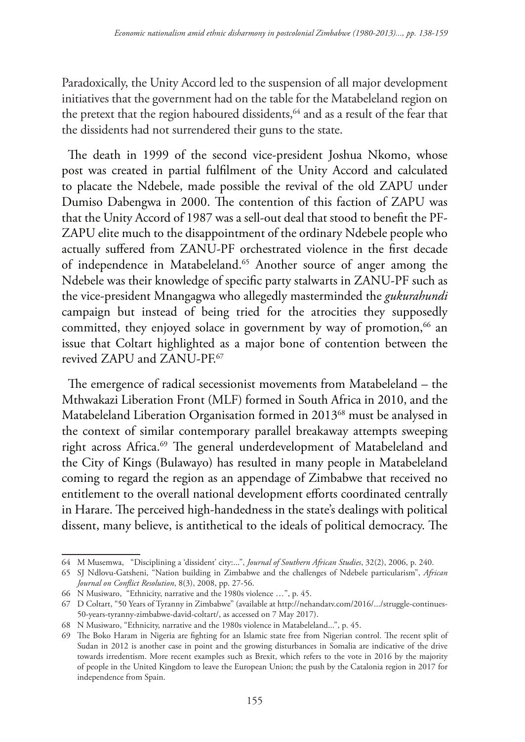Paradoxically, the Unity Accord led to the suspension of all major development initiatives that the government had on the table for the Matabeleland region on the pretext that the region haboured dissidents,[64] and as a result of the fear that the dissidents had not surrendered their guns to the state.

The death in 1999 of the second vice-president Joshua Nkomo, whose post was created in partial fulfilment of the Unity Accord and calculated to placate the Ndebele, made possible the revival of the old ZAPU under Dumiso Dabengwa in 2000. The contention of this faction of ZAPU was that the Unity Accord of 1987 was a sell-out deal that stood to benefit the PF-ZAPU elite much to the disappointment of the ordinary Ndebele people who actually suffered from ZANU-PF orchestrated violence in the first decade of independence in Matabeleland.[65] Another source of anger among the Ndebele was their knowledge of specific party stalwarts in ZANU-PF such as the vice-president Mnangagwa who allegedly masterminded the *gukurahundi* campaign but instead of being tried for the atrocities they supposedly committed, they enjoyed solace in government by way of promotion,[66] an issue that Coltart highlighted as a major bone of contention between the revived ZAPU and ZANU-PF.[67]

The emergence of radical secessionist movements from Matabeleland – the Mthwakazi Liberation Front (MLF) formed in South Africa in 2010, and the Matabeleland Liberation Organisation formed in 2013[68] must be analysed in the context of similar contemporary parallel breakaway attempts sweeping right across Africa.[69] The general underdevelopment of Matabeleland and the City of Kings (Bulawayo) has resulted in many people in Matabeleland coming to regard the region as an appendage of Zimbabwe that received no entitlement to the overall national development efforts coordinated centrally in Harare. The perceived high-handedness in the state's dealings with political dissent, many believe, is antithetical to the ideals of political democracy. The

---

64 M Musemwa, "Disciplining a 'dissident' city:...", *Journal of Southern African Studies*, 32(2), 2006, p. 240.

65 SJ Ndlovu-Gatsheni, "Nation building in Zimbabwe and the challenges of Ndebele particularism", *African Journal on Conflict Resolution*, 8(3), 2008, pp. 27-56.

66 N Musiwaro, "Ethnicity, narrative and the 1980s violence …", p. 45.

67 D Coltart, "50 Years of Tyranny in Zimbabwe" (available at http://nehandatv.com/2016/.../struggle-continues-50-years-tyranny-zimbabwe-david-coltart/, as accessed on 7 May 2017).

68 N Musiwaro, "Ethnicity, narrative and the 1980s violence in Matabeleland...", p. 45.

69 The Boko Haram in Nigeria are fighting for an Islamic state free from Nigerian control. The recent split of Sudan in 2012 is another case in point and the growing disturbances in Somalia are indicative of the drive towards irredentism. More recent examples such as Brexit, which refers to the vote in 2016 by the majority of people in the United Kingdom to leave the European Union; the push by the Catalonia region in 2017 for independence from Spain.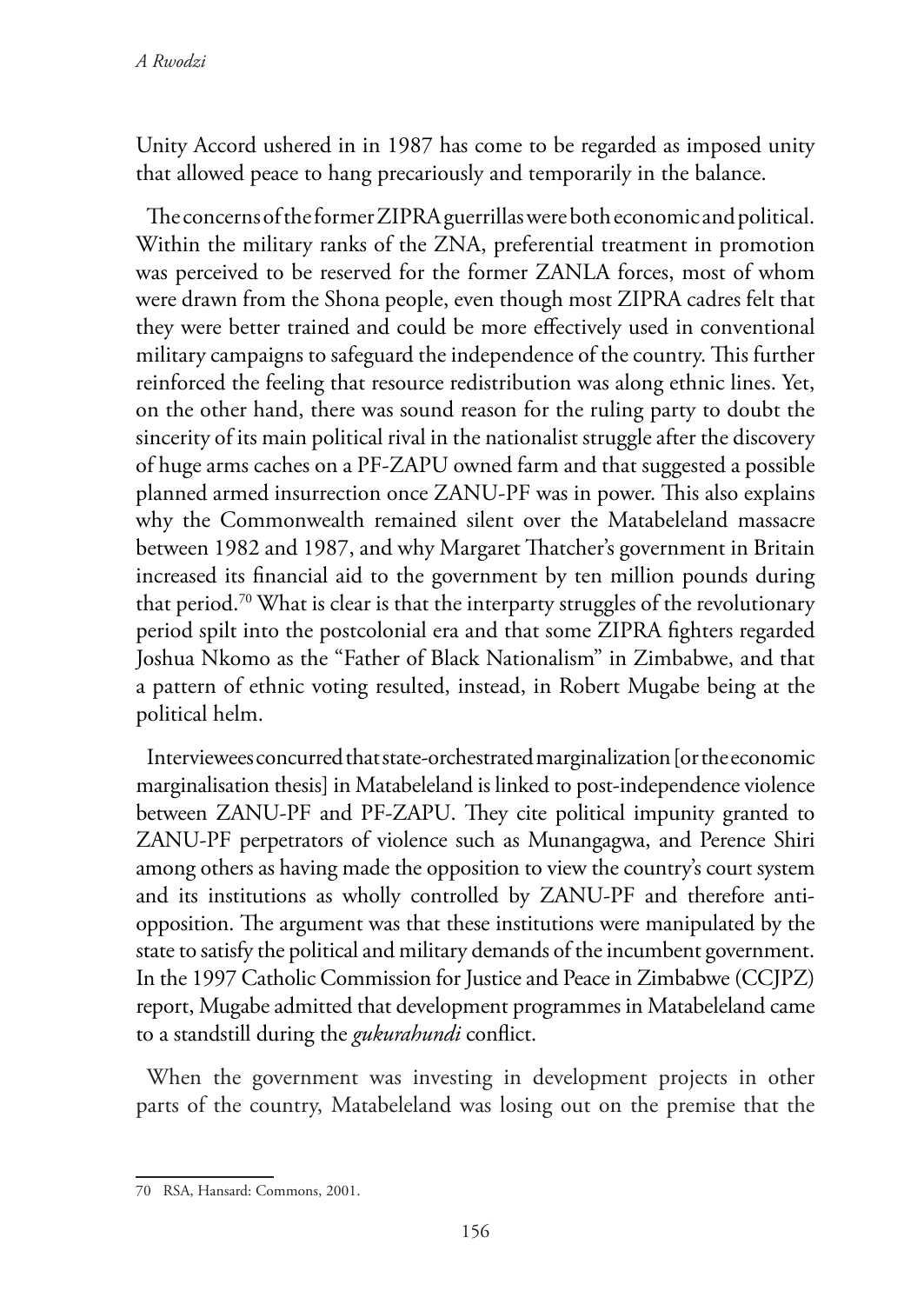Unity Accord ushered in in 1987 has come to be regarded as imposed unity that allowed peace to hang precariously and temporarily in the balance.

The concerns of the former ZIPRA guerrillas were both economic and political. Within the military ranks of the ZNA, preferential treatment in promotion was perceived to be reserved for the former ZANLA forces, most of whom were drawn from the Shona people, even though most ZIPRA cadres felt that they were better trained and could be more effectively used in conventional military campaigns to safeguard the independence of the country. This further reinforced the feeling that resource redistribution was along ethnic lines. Yet, on the other hand, there was sound reason for the ruling party to doubt the sincerity of its main political rival in the nationalist struggle after the discovery of huge arms caches on a PF-ZAPU owned farm and that suggested a possible planned armed insurrection once ZANU-PF was in power. This also explains why the Commonwealth remained silent over the Matabeleland massacre between 1982 and 1987, and why Margaret Thatcher's government in Britain increased its financial aid to the government by ten million pounds during that period.[70] What is clear is that the interparty struggles of the revolutionary period spilt into the postcolonial era and that some ZIPRA fighters regarded Joshua Nkomo as the "Father of Black Nationalism" in Zimbabwe, and that a pattern of ethnic voting resulted, instead, in Robert Mugabe being at the political helm.

Interviewees concurred that state-orchestrated marginalization [or the economic marginalisation thesis] in Matabeleland is linked to post-independence violence between ZANU-PF and PF-ZAPU. They cite political impunity granted to ZANU-PF perpetrators of violence such as Munangagwa, and Perence Shiri among others as having made the opposition to view the country's court system and its institutions as wholly controlled by ZANU-PF and therefore anti-opposition. The argument was that these institutions were manipulated by the state to satisfy the political and military demands of the incumbent government. In the 1997 Catholic Commission for Justice and Peace in Zimbabwe (CCJPZ) report, Mugabe admitted that development programmes in Matabeleland came to a standstill during the *gukurahundi* conflict.

When the government was investing in development projects in other parts of the country, Matabeleland was losing out on the premise that the

70 RSA, Hansard: Commons, 2001.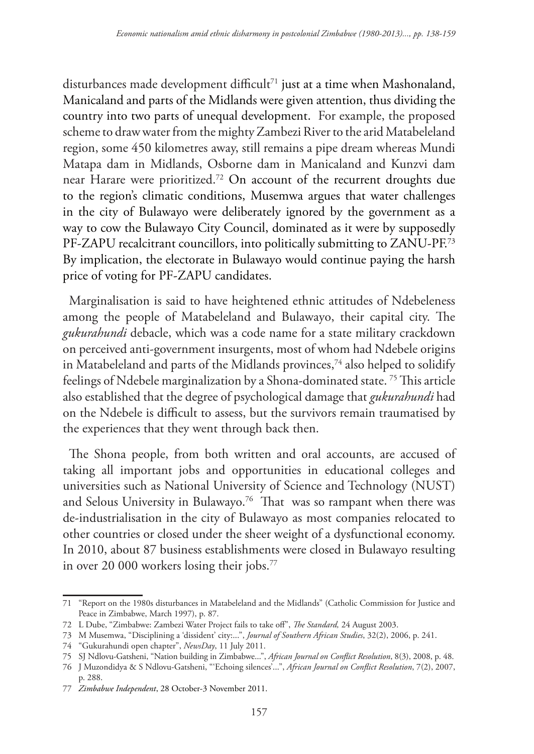disturbances made development difficult[71] just at a time when Mashonaland, Manicaland and parts of the Midlands were given attention, thus dividing the country into two parts of unequal development. For example, the proposed scheme to draw water from the mighty Zambezi River to the arid Matabeleland region, some 450 kilometres away, still remains a pipe dream whereas Mundi Matapa dam in Midlands, Osborne dam in Manicaland and Kunzvi dam near Harare were prioritized.[72] On account of the recurrent droughts due to the region's climatic conditions, Musemwa argues that water challenges in the city of Bulawayo were deliberately ignored by the government as a way to cow the Bulawayo City Council, dominated as it were by supposedly PF-ZAPU recalcitrant councillors, into politically submitting to ZANU-PF.[73] By implication, the electorate in Bulawayo would continue paying the harsh price of voting for PF-ZAPU candidates.

Marginalisation is said to have heightened ethnic attitudes of Ndebeleness among the people of Matabeleland and Bulawayo, their capital city. The *gukurahundi* debacle, which was a code name for a state military crackdown on perceived anti-government insurgents, most of whom had Ndebele origins in Matabeleland and parts of the Midlands provinces,[74] also helped to solidify feelings of Ndebele marginalization by a Shona-dominated state. [75] This article also established that the degree of psychological damage that *gukurahundi* had on the Ndebele is difficult to assess, but the survivors remain traumatised by the experiences that they went through back then.

The Shona people, from both written and oral accounts, are accused of taking all important jobs and opportunities in educational colleges and universities such as National University of Science and Technology (NUST) and Selous University in Bulawayo.[76] That was so rampant when there was de-industrialisation in the city of Bulawayo as most companies relocated to other countries or closed under the sheer weight of a dysfunctional economy. In 2010, about 87 business establishments were closed in Bulawayo resulting in over 20 000 workers losing their jobs.[77]

---

71 "Report on the 1980s disturbances in Matabeleland and the Midlands" (Catholic Commission for Justice and Peace in Zimbabwe, March 1997), p. 87.

72 L Dube, "Zimbabwe: Zambezi Water Project fails to take off", *The Standard,* 24 August 2003.

73 M Musemwa, "Disciplining a 'dissident' city:...", *Journal of Southern African Studies*, 32(2), 2006, p. 241.

74 "Gukurahundi open chapter", *NewsDay*, 11 July 2011.

75 SJ Ndlovu-Gatsheni, "Nation building in Zimbabwe...", *African Journal on Conflict Resolution*, 8(3), 2008, p. 48.

76 J Muzondidya & S Ndlovu-Gatsheni, "'Echoing silences'...", *African Journal on Conflict Resolution*, 7(2), 2007, p. 288.

77 *Zimbabwe Independent*, 28 October-3 November 2011.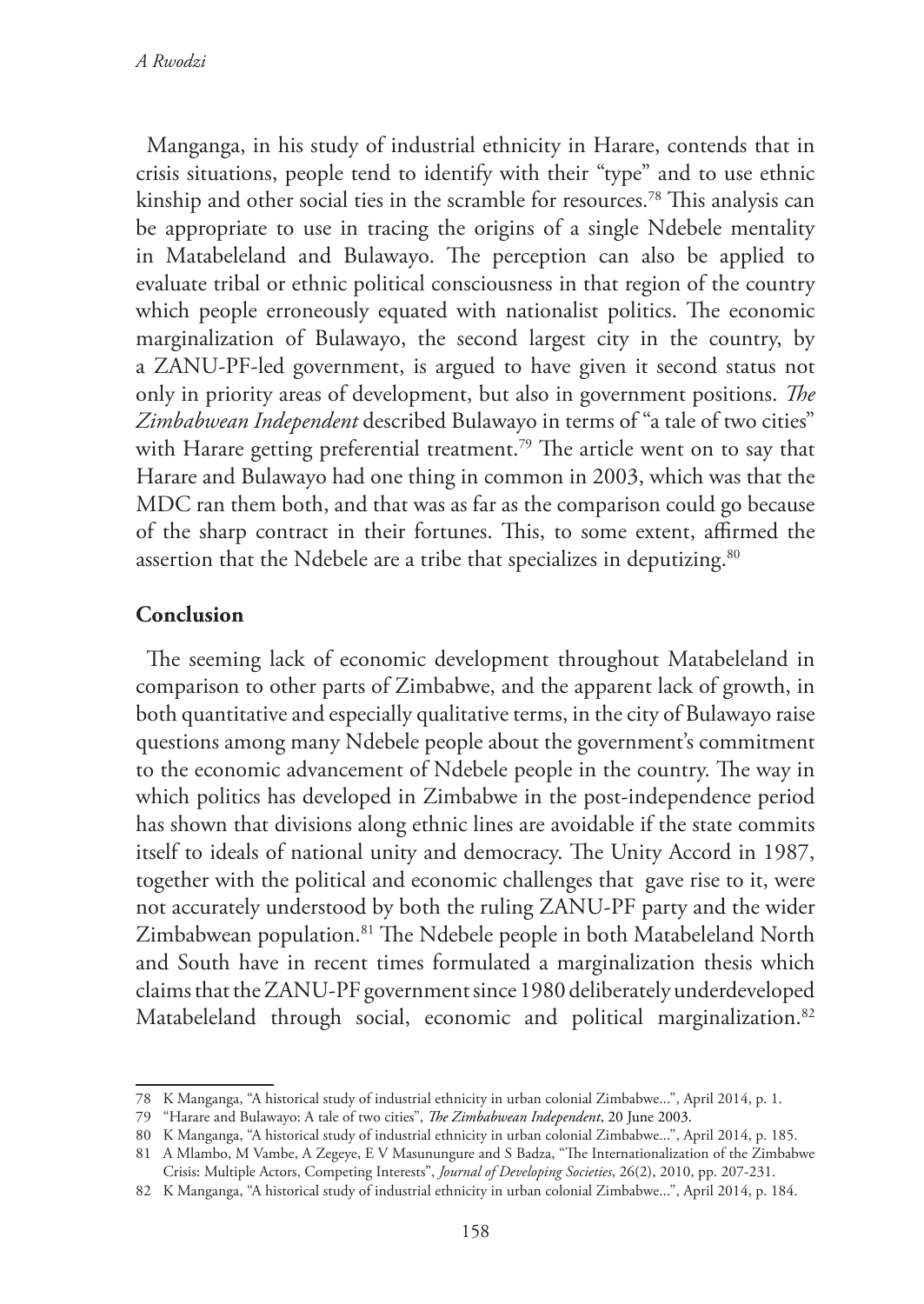Manganga, in his study of industrial ethnicity in Harare, contends that in crisis situations, people tend to identify with their "type" and to use ethnic kinship and other social ties in the scramble for resources.[78] This analysis can be appropriate to use in tracing the origins of a single Ndebele mentality in Matabeleland and Bulawayo. The perception can also be applied to evaluate tribal or ethnic political consciousness in that region of the country which people erroneously equated with nationalist politics. The economic marginalization of Bulawayo, the second largest city in the country, by a ZANU-PF-led government, is argued to have given it second status not only in priority areas of development, but also in government positions. *The Zimbabwean Independent* described Bulawayo in terms of "a tale of two cities" with Harare getting preferential treatment.[79] The article went on to say that Harare and Bulawayo had one thing in common in 2003, which was that the MDC ran them both, and that was as far as the comparison could go because of the sharp contract in their fortunes. This, to some extent, affirmed the assertion that the Ndebele are a tribe that specializes in deputizing.[80]

## Conclusion

The seeming lack of economic development throughout Matabeleland in comparison to other parts of Zimbabwe, and the apparent lack of growth, in both quantitative and especially qualitative terms, in the city of Bulawayo raise questions among many Ndebele people about the government's commitment to the economic advancement of Ndebele people in the country. The way in which politics has developed in Zimbabwe in the post-independence period has shown that divisions along ethnic lines are avoidable if the state commits itself to ideals of national unity and democracy. The Unity Accord in 1987, together with the political and economic challenges that gave rise to it, were not accurately understood by both the ruling ZANU-PF party and the wider Zimbabwean population.[81] The Ndebele people in both Matabeleland North and South have in recent times formulated a marginalization thesis which claims that the ZANU-PF government since 1980 deliberately underdeveloped Matabeleland through social, economic and political marginalization.[82]

---

78 K Manganga, "A historical study of industrial ethnicity in urban colonial Zimbabwe...", April 2014, p. 1.

79 "Harare and Bulawayo: A tale of two cities", *The Zimbabwean Independent*, 20 June 2003.

80 K Manganga, "A historical study of industrial ethnicity in urban colonial Zimbabwe...", April 2014, p. 185.

81 A Mlambo, M Vambe, A Zegeye, E V Masunungure and S Badza, "The Internationalization of the Zimbabwe Crisis: Multiple Actors, Competing Interests", *Journal of Developing Societies*, 26(2), 2010, pp. 207-231.

82 K Manganga, "A historical study of industrial ethnicity in urban colonial Zimbabwe...", April 2014, p. 184.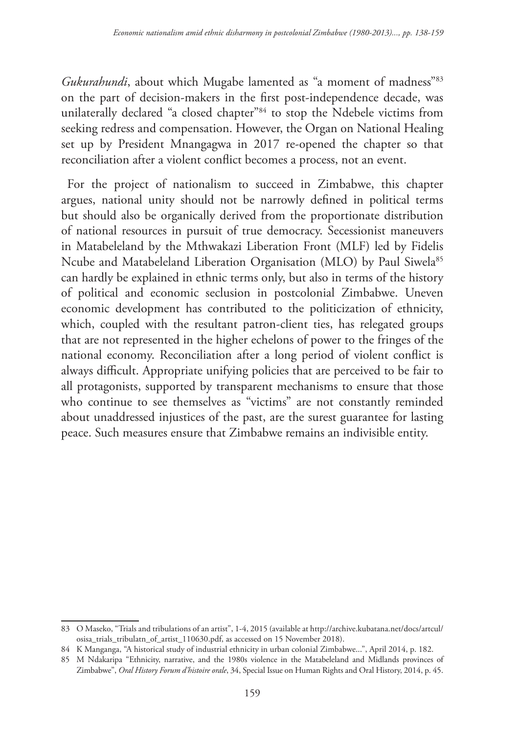*Gukurahundi*, about which Mugabe lamented as "a moment of madness"[83] on the part of decision-makers in the first post-independence decade, was unilaterally declared "a closed chapter"[84] to stop the Ndebele victims from seeking redress and compensation. However, the Organ on National Healing set up by President Mnangagwa in 2017 re-opened the chapter so that reconciliation after a violent conflict becomes a process, not an event.

For the project of nationalism to succeed in Zimbabwe, this chapter argues, national unity should not be narrowly defined in political terms but should also be organically derived from the proportionate distribution of national resources in pursuit of true democracy. Secessionist maneuvers in Matabeleland by the Mthwakazi Liberation Front (MLF) led by Fidelis Ncube and Matabeleland Liberation Organisation (MLO) by Paul Siwela[85] can hardly be explained in ethnic terms only, but also in terms of the history of political and economic seclusion in postcolonial Zimbabwe. Uneven economic development has contributed to the politicization of ethnicity, which, coupled with the resultant patron-client ties, has relegated groups that are not represented in the higher echelons of power to the fringes of the national economy. Reconciliation after a long period of violent conflict is always difficult. Appropriate unifying policies that are perceived to be fair to all protagonists, supported by transparent mechanisms to ensure that those who continue to see themselves as "victims" are not constantly reminded about unaddressed injustices of the past, are the surest guarantee for lasting peace. Such measures ensure that Zimbabwe remains an indivisible entity.

---

83 O Maseko, "Trials and tribulations of an artist", 1-4, 2015 (available at http://archive.kubatana.net/docs/artcul/osisa_trials_tribulatn_of_artist_110630.pdf, as accessed on 15 November 2018).

84 K Manganga, "A historical study of industrial ethnicity in urban colonial Zimbabwe...", April 2014, p. 182.

85 M Ndakaripa "Ethnicity, narrative, and the 1980s violence in the Matabeleland and Midlands provinces of Zimbabwe", *Oral History Forum d'histoire orale*, 34, Special Issue on Human Rights and Oral History, 2014, p. 45.